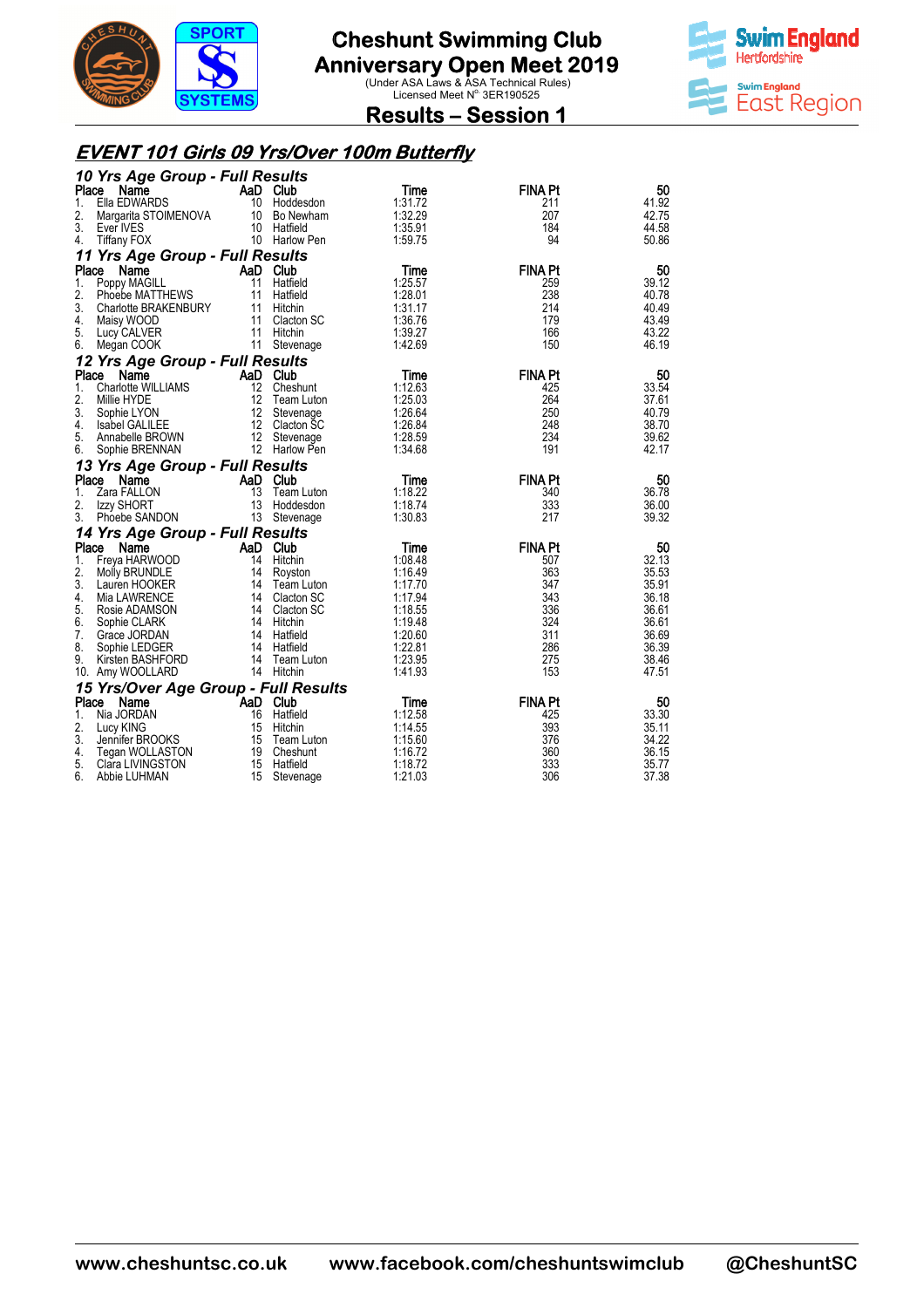# Cheshunt Swimming Club
# Anniversary Open Meet 2019

(Under ASA Laws & ASA Technical Rules)
Licensed Meet N° 3ER190525

## Results – Session 1

### EVENT 101 Girls 09 Yrs/Over 100m Butterfly

#### 10 Yrs Age Group - Full Results

| Place | Name | AaD | Club | Time | FINA Pt | 50 |
|---|---|---|---|---|---|---|
| 1. | Ella EDWARDS | 10 | Hoddesdon | 1:31.72 | 211 | 41.92 |
| 2. | Margarita STOIMENOVA | 10 | Bo Newham | 1:32.29 | 207 | 42.75 |
| 3. | Ever IVES | 10 | Hatfield | 1:35.91 | 184 | 44.58 |
| 4. | Tiffany FOX | 10 | Harlow Pen | 1:59.75 | 94 | 50.86 |

#### 11 Yrs Age Group - Full Results

| Place | Name | AaD | Club | Time | FINA Pt | 50 |
|---|---|---|---|---|---|---|
| 1. | Poppy MAGILL | 11 | Hatfield | 1:25.57 | 259 | 39.12 |
| 2. | Phoebe MATTHEWS | 11 | Hatfield | 1:28.01 | 238 | 40.78 |
| 3. | Charlotte BRAKENBURY | 11 | Hitchin | 1:31.17 | 214 | 40.49 |
| 4. | Maisy WOOD | 11 | Clacton SC | 1:36.76 | 179 | 43.49 |
| 5. | Lucy CALVER | 11 | Hitchin | 1:39.27 | 166 | 43.22 |
| 6. | Megan COOK | 11 | Stevenage | 1:42.69 | 150 | 46.19 |

#### 12 Yrs Age Group - Full Results

| Place | Name | AaD | Club | Time | FINA Pt | 50 |
|---|---|---|---|---|---|---|
| 1. | Charlotte WILLIAMS | 12 | Cheshunt | 1:12.63 | 425 | 33.54 |
| 2. | Millie HYDE | 12 | Team Luton | 1:25.03 | 264 | 37.61 |
| 3. | Sophie LYON | 12 | Stevenage | 1:26.64 | 250 | 40.79 |
| 4. | Isabel GALILEE | 12 | Clacton SC | 1:26.84 | 248 | 38.70 |
| 5. | Annabelle BROWN | 12 | Stevenage | 1:28.59 | 234 | 39.62 |
| 6. | Sophie BRENNAN | 12 | Harlow Pen | 1:34.68 | 191 | 42.17 |

#### 13 Yrs Age Group - Full Results

| Place | Name | AaD | Club | Time | FINA Pt | 50 |
|---|---|---|---|---|---|---|
| 1. | Zara FALLON | 13 | Team Luton | 1:18.22 | 340 | 36.78 |
| 2. | Izzy SHORT | 13 | Hoddesdon | 1:18.74 | 333 | 36.00 |
| 3. | Phoebe SANDON | 13 | Stevenage | 1:30.83 | 217 | 39.32 |

#### 14 Yrs Age Group - Full Results

| Place | Name | AaD | Club | Time | FINA Pt | 50 |
|---|---|---|---|---|---|---|
| 1. | Freya HARWOOD | 14 | Hitchin | 1:08.48 | 507 | 32.13 |
| 2. | Molly BRUNDLE | 14 | Royston | 1:16.49 | 363 | 35.53 |
| 3. | Lauren HOOKER | 14 | Team Luton | 1:17.70 | 347 | 35.91 |
| 4. | Mia LAWRENCE | 14 | Clacton SC | 1:17.94 | 343 | 36.18 |
| 5. | Rosie ADAMSON | 14 | Clacton SC | 1:18.55 | 336 | 36.61 |
| 6. | Sophie CLARK | 14 | Hitchin | 1:19.48 | 324 | 36.61 |
| 7. | Grace JORDAN | 14 | Hatfield | 1:20.60 | 311 | 36.69 |
| 8. | Sophie LEDGER | 14 | Hatfield | 1:22.81 | 286 | 36.39 |
| 9. | Kirsten BASHFORD | 14 | Team Luton | 1:23.95 | 275 | 38.46 |
| 10. | Amy WOOLLARD | 14 | Hitchin | 1:41.93 | 153 | 47.51 |

#### 15 Yrs/Over Age Group - Full Results

| Place | Name | AaD | Club | Time | FINA Pt | 50 |
|---|---|---|---|---|---|---|
| 1. | Nia JORDAN | 16 | Hatfield | 1:12.58 | 425 | 33.30 |
| 2. | Lucy KING | 15 | Hitchin | 1:14.55 | 393 | 35.11 |
| 3. | Jennifer BROOKS | 15 | Team Luton | 1:15.60 | 376 | 34.22 |
| 4. | Tegan WOLLASTON | 19 | Cheshunt | 1:16.72 | 360 | 36.15 |
| 5. | Clara LIVINGSTON | 15 | Hatfield | 1:18.72 | 333 | 35.77 |
| 6. | Abbie LUHMAN | 15 | Stevenage | 1:21.03 | 306 | 37.38 |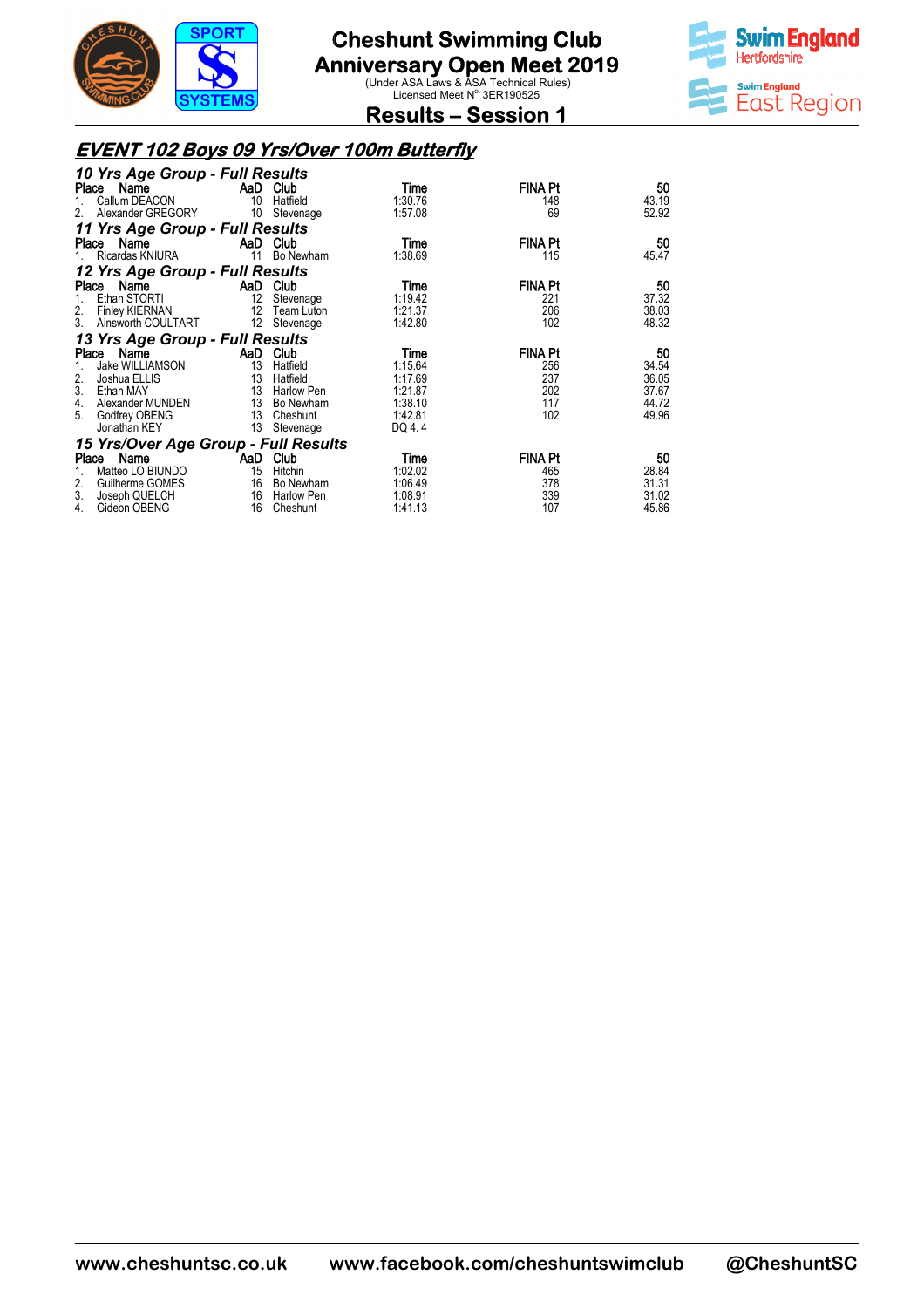# Cheshunt Swimming Club
# Anniversary Open Meet 2019

(Under ASA Laws & ASA Technical Rules)
Licensed Meet N° 3ER190525

## Results – Session 1

### EVENT 102 Boys 09 Yrs/Over 100m Butterfly

**10 Yrs Age Group - Full Results**

| Place | Name | AaD | Club | Time | FINA Pt | 50 |
|---|---|---|---|---|---|---|
| 1. | Callum DEACON | 10 | Hatfield | 1:30.76 | 148 | 43.19 |
| 2. | Alexander GREGORY | 10 | Stevenage | 1:57.08 | 69 | 52.92 |

**11 Yrs Age Group - Full Results**

| Place | Name | AaD | Club | Time | FINA Pt | 50 |
|---|---|---|---|---|---|---|
| 1. | Ricardas KNIURA | 11 | Bo Newham | 1:38.69 | 115 | 45.47 |

**12 Yrs Age Group - Full Results**

| Place | Name | AaD | Club | Time | FINA Pt | 50 |
|---|---|---|---|---|---|---|
| 1. | Ethan STORTI | 12 | Stevenage | 1:19.42 | 221 | 37.32 |
| 2. | Finley KIERNAN | 12 | Team Luton | 1:21.37 | 206 | 38.03 |
| 3. | Ainsworth COULTART | 12 | Stevenage | 1:42.80 | 102 | 48.32 |

**13 Yrs Age Group - Full Results**

| Place | Name | AaD | Club | Time | FINA Pt | 50 |
|---|---|---|---|---|---|---|
| 1. | Jake WILLIAMSON | 13 | Hatfield | 1:15.64 | 256 | 34.54 |
| 2. | Joshua ELLIS | 13 | Hatfield | 1:17.69 | 237 | 36.05 |
| 3. | Ethan MAY | 13 | Harlow Pen | 1:21.87 | 202 | 37.67 |
| 4. | Alexander MUNDEN | 13 | Bo Newham | 1:38.10 | 117 | 44.72 |
| 5. | Godfrey OBENG | 13 | Cheshunt | 1:42.81 | 102 | 49.96 |
|  | Jonathan KEY | 13 | Stevenage | DQ 4. 4 |  |  |

**15 Yrs/Over Age Group - Full Results**

| Place | Name | AaD | Club | Time | FINA Pt | 50 |
|---|---|---|---|---|---|---|
| 1. | Matteo LO BIUNDO | 15 | Hitchin | 1:02.02 | 465 | 28.84 |
| 2. | Guilherme GOMES | 16 | Bo Newham | 1:06.49 | 378 | 31.31 |
| 3. | Joseph QUELCH | 16 | Harlow Pen | 1:08.91 | 339 | 31.02 |
| 4. | Gideon OBENG | 16 | Cheshunt | 1:41.13 | 107 | 45.86 |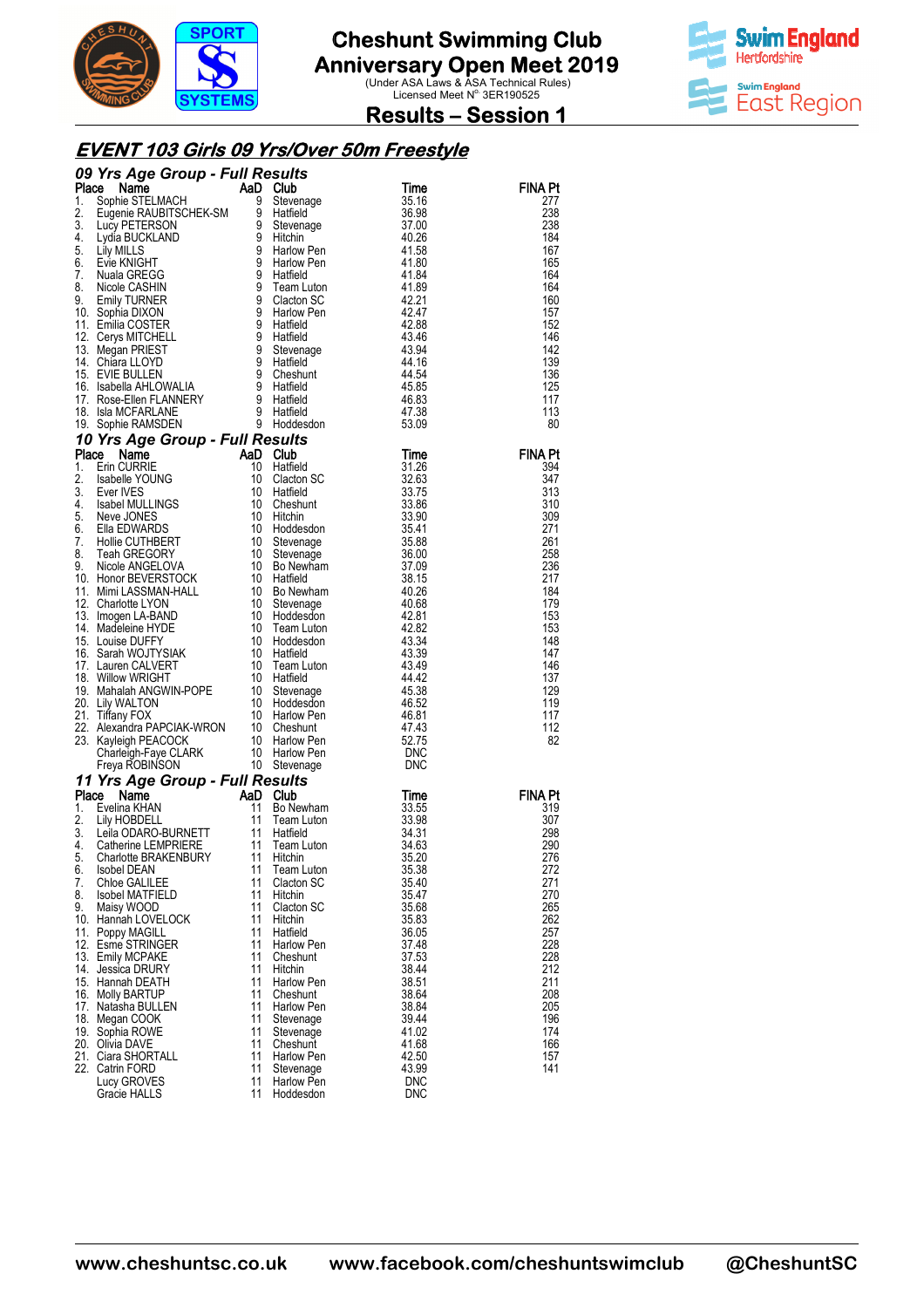# Cheshunt Swimming Club
## Anniversary Open Meet 2019

(Under ASA Laws & ASA Technical Rules)
Licensed Meet N° 3ER190525

## Results – Session 1

## *EVENT 103 Girls 09 Yrs/Over 50m Freestyle*

### *09 Yrs Age Group - Full Results*

| Place | Name | AaD | Club | Time | FINA Pt |
|---|---|---|---|---|---|
| 1. | Sophie STELMACH | 9 | Stevenage | 35.16 | 277 |
| 2. | Eugenie RAUBITSCHEK-SM | 9 | Hatfield | 36.98 | 238 |
| 3. | Lucy PETERSON | 9 | Stevenage | 37.00 | 238 |
| 4. | Lydia BUCKLAND | 9 | Hitchin | 40.26 | 184 |
| 5. | Lily MILLS | 9 | Harlow Pen | 41.58 | 167 |
| 6. | Evie KNIGHT | 9 | Harlow Pen | 41.80 | 165 |
| 7. | Nuala GREGG | 9 | Hatfield | 41.84 | 164 |
| 8. | Nicole CASHIN | 9 | Team Luton | 41.89 | 164 |
| 9. | Emily TURNER | 9 | Clacton SC | 42.21 | 160 |
| 10. | Sophia DIXON | 9 | Harlow Pen | 42.47 | 157 |
| 11. | Emilia COSTER | 9 | Hatfield | 42.88 | 152 |
| 12. | Cerys MITCHELL | 9 | Hatfield | 43.46 | 146 |
| 13. | Megan PRIEST | 9 | Stevenage | 43.94 | 142 |
| 14. | Chiara LLOYD | 9 | Hatfield | 44.16 | 139 |
| 15. | EVIE BULLEN | 9 | Cheshunt | 44.54 | 136 |
| 16. | Isabella AHLOWALIA | 9 | Hatfield | 45.85 | 125 |
| 17. | Rose-Ellen FLANNERY | 9 | Hatfield | 46.83 | 117 |
| 18. | Isla MCFARLANE | 9 | Hatfield | 47.38 | 113 |
| 19. | Sophie RAMSDEN | 9 | Hoddesdon | 53.09 | 80 |

### *10 Yrs Age Group - Full Results*

| Place | Name | AaD | Club | Time | FINA Pt |
|---|---|---|---|---|---|
| 1. | Erin CURRIE | 10 | Hatfield | 31.26 | 394 |
| 2. | Isabelle YOUNG | 10 | Clacton SC | 32.63 | 347 |
| 3. | Ever IVES | 10 | Hatfield | 33.75 | 313 |
| 4. | Isabel MULLINGS | 10 | Cheshunt | 33.86 | 310 |
| 5. | Neve JONES | 10 | Hitchin | 33.90 | 309 |
| 6. | Ella EDWARDS | 10 | Hoddesdon | 35.41 | 271 |
| 7. | Hollie CUTHBERT | 10 | Stevenage | 35.88 | 261 |
| 8. | Teah GREGORY | 10 | Stevenage | 36.00 | 258 |
| 9. | Nicole ANGELOVA | 10 | Bo Newham | 37.09 | 236 |
| 10. | Honor BEVERSTOCK | 10 | Hatfield | 38.15 | 217 |
| 11. | Mimi LASSMAN-HALL | 10 | Bo Newham | 40.26 | 184 |
| 12. | Charlotte LYON | 10 | Stevenage | 40.68 | 179 |
| 13. | Imogen LA-BAND | 10 | Hoddesdon | 42.81 | 153 |
| 14. | Madeleine HYDE | 10 | Team Luton | 42.82 | 153 |
| 15. | Louise DUFFY | 10 | Hoddesdon | 43.34 | 148 |
| 16. | Sarah WOJTYSIAK | 10 | Hatfield | 43.39 | 147 |
| 17. | Lauren CALVERT | 10 | Team Luton | 43.49 | 146 |
| 18. | Willow WRIGHT | 10 | Hatfield | 44.42 | 137 |
| 19. | Mahalah ANGWIN-POPE | 10 | Stevenage | 45.38 | 129 |
| 20. | Lily WALTON | 10 | Hoddesdon | 46.52 | 119 |
| 21. | Tiffany FOX | 10 | Harlow Pen | 46.81 | 117 |
| 22. | Alexandra PAPCIAK-WRON | 10 | Cheshunt | 47.43 | 112 |
| 23. | Kayleigh PEACOCK | 10 | Harlow Pen | 52.75 | 82 |
| | Charleigh-Faye CLARK | 10 | Harlow Pen | DNC | |
| | Freya ROBINSON | 10 | Stevenage | DNC | |

### *11 Yrs Age Group - Full Results*

| Place | Name | AaD | Club | Time | FINA Pt |
|---|---|---|---|---|---|
| 1. | Evelina KHAN | 11 | Bo Newham | 33.55 | 319 |
| 2. | Lily HOBDELL | 11 | Team Luton | 33.98 | 307 |
| 3. | Leila ODARO-BURNETT | 11 | Hatfield | 34.31 | 298 |
| 4. | Catherine LEMPRIERE | 11 | Team Luton | 34.63 | 290 |
| 5. | Charlotte BRAKENBURY | 11 | Hitchin | 35.20 | 276 |
| 6. | Isobel DEAN | 11 | Team Luton | 35.38 | 272 |
| 7. | Chloe GALILEE | 11 | Clacton SC | 35.40 | 271 |
| 8. | Isobel MATFIELD | 11 | Hitchin | 35.47 | 270 |
| 9. | Maisy WOOD | 11 | Clacton SC | 35.68 | 265 |
| 10. | Hannah LOVELOCK | 11 | Hitchin | 35.83 | 262 |
| 11. | Poppy MAGILL | 11 | Hatfield | 36.05 | 257 |
| 12. | Esme STRINGER | 11 | Harlow Pen | 37.48 | 228 |
| 13. | Emily MCPAKE | 11 | Cheshunt | 37.53 | 228 |
| 14. | Jessica DRURY | 11 | Hitchin | 38.44 | 212 |
| 15. | Hannah DEATH | 11 | Harlow Pen | 38.51 | 211 |
| 16. | Molly BARTUP | 11 | Cheshunt | 38.64 | 208 |
| 17. | Natasha BULLEN | 11 | Harlow Pen | 38.84 | 205 |
| 18. | Megan COOK | 11 | Stevenage | 39.44 | 196 |
| 19. | Sophia ROWE | 11 | Stevenage | 41.02 | 174 |
| 20. | Olivia DAVE | 11 | Cheshunt | 41.68 | 166 |
| 21. | Ciara SHORTALL | 11 | Harlow Pen | 42.50 | 157 |
| 22. | Catrin FORD | 11 | Stevenage | 43.99 | 141 |
| | Lucy GROVES | 11 | Harlow Pen | DNC | |
| | Gracie HALLS | 11 | Hoddesdon | DNC | |

www.cheshuntsc.co.uk www.facebook.com/cheshuntswimclub @CheshuntSC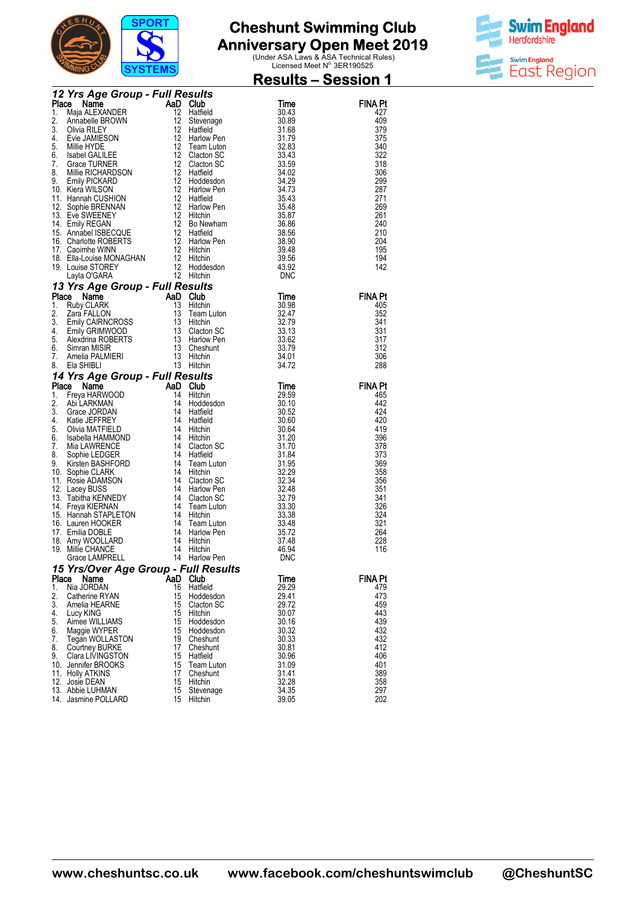# Cheshunt Swimming Club
## Anniversary Open Meet 2019

(Under ASA Laws & ASA Technical Rules)
Licensed Meet N° 3ER190525

## Results – Session 1

### 12 Yrs Age Group - Full Results

| Place | Name | AaD | Club | Time | FINA Pt |
|---|---|---|---|---|---|
| 1. | Maja ALEXANDER | 12 | Hatfield | 30.43 | 427 |
| 2. | Annabelle BROWN | 12 | Stevenage | 30.89 | 409 |
| 3. | Olivia RILEY | 12 | Hatfield | 31.68 | 379 |
| 4. | Evie JAMIESON | 12 | Harlow Pen | 31.79 | 375 |
| 5. | Millie HYDE | 12 | Team Luton | 32.83 | 340 |
| 6. | Isabel GALILEE | 12 | Clacton SC | 33.43 | 322 |
| 7. | Grace TURNER | 12 | Clacton SC | 33.59 | 318 |
| 8. | Millie RICHARDSON | 12 | Hatfield | 34.02 | 306 |
| 9. | Emily PICKARD | 12 | Hoddesdon | 34.29 | 299 |
| 10. | Kiera WILSON | 12 | Harlow Pen | 34.73 | 287 |
| 11. | Hannah CUSHION | 12 | Hatfield | 35.43 | 271 |
| 12. | Sophie BRENNAN | 12 | Harlow Pen | 35.48 | 269 |
| 13. | Eve SWEENEY | 12 | Hitchin | 35.87 | 261 |
| 14. | Emily REGAN | 12 | Bo Newham | 36.86 | 240 |
| 15. | Annabel ISBECQUE | 12 | Hatfield | 38.56 | 210 |
| 16. | Charlotte ROBERTS | 12 | Harlow Pen | 38.90 | 204 |
| 17. | Caoimhe WINN | 12 | Hitchin | 39.48 | 195 |
| 18. | Ella-Louise MONAGHAN | 12 | Hitchin | 39.56 | 194 |
| 19. | Louise STOREY | 12 | Hoddesdon | 43.92 | 142 |
| | Layla O'GARA | 12 | Hitchin | DNC | |

### 13 Yrs Age Group - Full Results

| Place | Name | AaD | Club | Time | FINA Pt |
|---|---|---|---|---|---|
| 1. | Ruby CLARK | 13 | Hitchin | 30.98 | 405 |
| 2. | Zara FALLON | 13 | Team Luton | 32.47 | 352 |
| 3. | Emily CAIRNCROSS | 13 | Hitchin | 32.79 | 341 |
| 4. | Emily GRIMWOOD | 13 | Clacton SC | 33.13 | 331 |
| 5. | Alexdrina ROBERTS | 13 | Harlow Pen | 33.62 | 317 |
| 6. | Simran MISIR | 13 | Cheshunt | 33.79 | 312 |
| 7. | Amelia PALMIERI | 13 | Hitchin | 34.01 | 306 |
| 8. | Ela SHIBLI | 13 | Hitchin | 34.72 | 288 |

### 14 Yrs Age Group - Full Results

| Place | Name | AaD | Club | Time | FINA Pt |
|---|---|---|---|---|---|
| 1. | Freya HARWOOD | 14 | Hitchin | 29.59 | 465 |
| 2. | Abi LARKMAN | 14 | Hoddesdon | 30.10 | 442 |
| 3. | Grace JORDAN | 14 | Hatfield | 30.52 | 424 |
| 4. | Katie JEFFREY | 14 | Hatfield | 30.60 | 420 |
| 5. | Olivia MATFIELD | 14 | Hitchin | 30.64 | 419 |
| 6. | Isabella HAMMOND | 14 | Hitchin | 31.20 | 396 |
| 7. | Mia LAWRENCE | 14 | Clacton SC | 31.70 | 378 |
| 8. | Sophie LEDGER | 14 | Hatfield | 31.84 | 373 |
| 9. | Kirsten BASHFORD | 14 | Team Luton | 31.95 | 369 |
| 10. | Sophie CLARK | 14 | Hitchin | 32.29 | 358 |
| 11. | Rosie ADAMSON | 14 | Clacton SC | 32.34 | 356 |
| 12. | Lacey BUSS | 14 | Harlow Pen | 32.48 | 351 |
| 13. | Tabitha KENNEDY | 14 | Clacton SC | 32.79 | 341 |
| 14. | Freya KIERNAN | 14 | Team Luton | 33.30 | 326 |
| 15. | Hannah STAPLETON | 14 | Hitchin | 33.38 | 324 |
| 16. | Lauren HOOKER | 14 | Team Luton | 33.48 | 321 |
| 17. | Emilia DOBLE | 14 | Harlow Pen | 35.72 | 264 |
| 18. | Amy WOOLLARD | 14 | Hitchin | 37.48 | 228 |
| 19. | Millie CHANCE | 14 | Hitchin | 46.94 | 116 |
| | Grace LAMPRELL | 14 | Harlow Pen | DNC | |

### 15 Yrs/Over Age Group - Full Results

| Place | Name | AaD | Club | Time | FINA Pt |
|---|---|---|---|---|---|
| 1. | Nia JORDAN | 16 | Hatfield | 29.29 | 479 |
| 2. | Catherine RYAN | 15 | Hoddesdon | 29.41 | 473 |
| 3. | Amelia HEARNE | 15 | Clacton SC | 29.72 | 459 |
| 4. | Lucy KING | 15 | Hitchin | 30.07 | 443 |
| 5. | Aimee WILLIAMS | 15 | Hoddesdon | 30.16 | 439 |
| 6. | Maggie WYPER | 15 | Hoddesdon | 30.32 | 432 |
| 7. | Tegan WOLLASTON | 19 | Cheshunt | 30.33 | 432 |
| 8. | Courtney BURKE | 17 | Cheshunt | 30.81 | 412 |
| 9. | Clara LIVINGSTON | 15 | Hatfield | 30.96 | 406 |
| 10. | Jennifer BROOKS | 15 | Team Luton | 31.09 | 401 |
| 11. | Holly ATKINS | 17 | Cheshunt | 31.41 | 389 |
| 12. | Josie DEAN | 15 | Hitchin | 32.28 | 358 |
| 13. | Abbie LUHMAN | 15 | Stevenage | 34.35 | 297 |
| 14. | Jasmine POLLARD | 15 | Hitchin | 39.05 | 202 |

www.cheshuntsc.co.uk www.facebook.com/cheshuntswimclub @CheshuntSC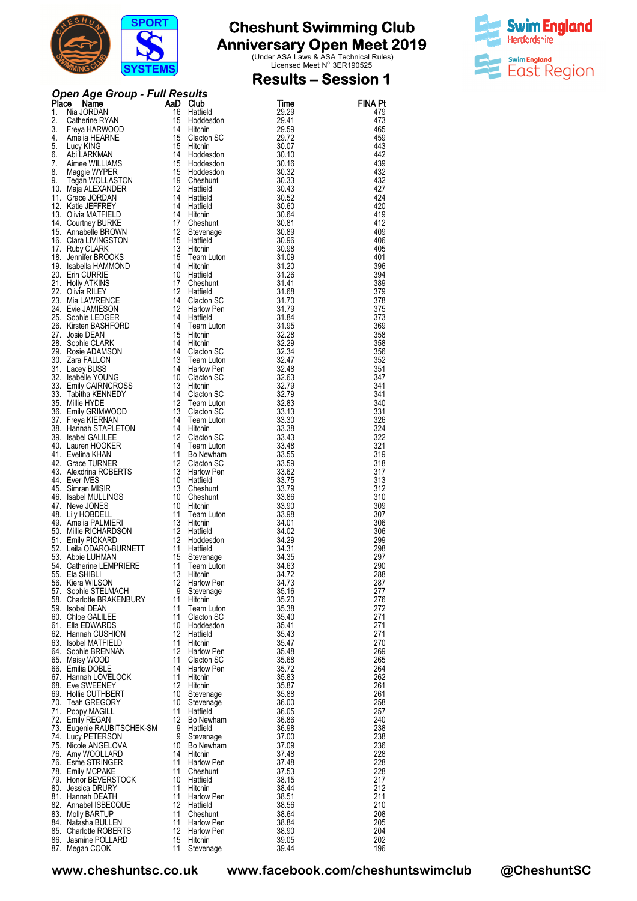# Cheshunt Swimming Club
# Anniversary Open Meet 2019

(Under ASA Laws & ASA Technical Rules)
Licensed Meet N° 3ER190525

## Results – Session 1

### Open Age Group - Full Results

| Place | Name | AaD | Club | Time | FINA Pt |
|---|---|---|---|---|---|
| 1. | Nia JORDAN | 16 | Hatfield | 29.29 | 479 |
| 2. | Catherine RYAN | 15 | Hoddesdon | 29.41 | 473 |
| 3. | Freya HARWOOD | 14 | Hitchin | 29.59 | 465 |
| 4. | Amelia HEARNE | 15 | Clacton SC | 29.72 | 459 |
| 5. | Lucy KING | 15 | Hitchin | 30.07 | 443 |
| 6. | Abi LARKMAN | 14 | Hoddesdon | 30.10 | 442 |
| 7. | Aimee WILLIAMS | 15 | Hoddesdon | 30.16 | 439 |
| 8. | Maggie WYPER | 15 | Hoddesdon | 30.32 | 432 |
| 9. | Tegan WOLLASTON | 19 | Cheshunt | 30.33 | 432 |
| 10. | Maja ALEXANDER | 12 | Hatfield | 30.43 | 427 |
| 11. | Grace JORDAN | 14 | Hatfield | 30.52 | 424 |
| 12. | Katie JEFFREY | 14 | Hatfield | 30.60 | 420 |
| 13. | Olivia MATFIELD | 14 | Hitchin | 30.64 | 419 |
| 14. | Courtney BURKE | 17 | Cheshunt | 30.81 | 412 |
| 15. | Annabelle BROWN | 12 | Stevenage | 30.89 | 409 |
| 16. | Clara LIVINGSTON | 15 | Hatfield | 30.96 | 406 |
| 17. | Ruby CLARK | 13 | Hitchin | 30.98 | 405 |
| 18. | Jennifer BROOKS | 15 | Team Luton | 31.09 | 401 |
| 19. | Isabella HAMMOND | 14 | Hitchin | 31.20 | 396 |
| 20. | Erin CURRIE | 10 | Hatfield | 31.26 | 394 |
| 21. | Holly ATKINS | 17 | Cheshunt | 31.41 | 389 |
| 22. | Olivia RILEY | 12 | Hatfield | 31.68 | 379 |
| 23. | Mia LAWRENCE | 14 | Clacton SC | 31.70 | 378 |
| 24. | Evie JAMIESON | 12 | Harlow Pen | 31.79 | 375 |
| 25. | Sophie LEDGER | 14 | Hatfield | 31.84 | 373 |
| 26. | Kirsten BASHFORD | 14 | Team Luton | 31.95 | 369 |
| 27. | Josie DEAN | 15 | Hitchin | 32.28 | 358 |
| 28. | Sophie CLARK | 14 | Hitchin | 32.29 | 358 |
| 29. | Rosie ADAMSON | 14 | Clacton SC | 32.34 | 356 |
| 30. | Zara FALLON | 13 | Team Luton | 32.47 | 352 |
| 31. | Lacey BUSS | 14 | Harlow Pen | 32.48 | 351 |
| 32. | Isabelle YOUNG | 10 | Clacton SC | 32.63 | 347 |
| 33. | Emily CAIRNCROSS | 13 | Hitchin | 32.79 | 341 |
| 33. | Tabitha KENNEDY | 14 | Clacton SC | 32.79 | 341 |
| 35. | Millie HYDE | 12 | Team Luton | 32.83 | 340 |
| 36. | Emily GRIMWOOD | 13 | Clacton SC | 33.13 | 331 |
| 37. | Freya KIERNAN | 14 | Team Luton | 33.30 | 326 |
| 38. | Hannah STAPLETON | 14 | Hitchin | 33.38 | 324 |
| 39. | Isabel GALILEE | 12 | Clacton SC | 33.43 | 322 |
| 40. | Lauren HOOKER | 14 | Team Luton | 33.48 | 321 |
| 41. | Evelina KHAN | 11 | Bo Newham | 33.55 | 319 |
| 42. | Grace TURNER | 12 | Clacton SC | 33.59 | 318 |
| 43. | Alexdrina ROBERTS | 13 | Harlow Pen | 33.62 | 317 |
| 44. | Ever IVES | 10 | Hatfield | 33.75 | 313 |
| 45. | Simran MISIR | 13 | Cheshunt | 33.79 | 312 |
| 46. | Isabel MULLINGS | 10 | Cheshunt | 33.86 | 310 |
| 47. | Neve JONES | 10 | Hitchin | 33.90 | 309 |
| 48. | Lily HOBDELL | 11 | Team Luton | 33.98 | 307 |
| 49. | Amelia PALMIERI | 13 | Hitchin | 34.01 | 306 |
| 50. | Millie RICHARDSON | 12 | Hatfield | 34.02 | 306 |
| 51. | Emily PICKARD | 12 | Hoddesdon | 34.29 | 299 |
| 52. | Leila ODARO-BURNETT | 11 | Hatfield | 34.31 | 298 |
| 53. | Abbie LUHMAN | 15 | Stevenage | 34.35 | 297 |
| 54. | Catherine LEMPRIERE | 11 | Team Luton | 34.63 | 290 |
| 55. | Ela SHIBLI | 13 | Hitchin | 34.72 | 288 |
| 56. | Kiera WILSON | 12 | Harlow Pen | 34.73 | 287 |
| 57. | Sophie STELMACH | 9 | Stevenage | 35.16 | 277 |
| 58. | Charlotte BRAKENBURY | 11 | Hitchin | 35.20 | 276 |
| 59. | Isobel DEAN | 11 | Team Luton | 35.38 | 272 |
| 60. | Chloe GALILEE | 11 | Clacton SC | 35.40 | 271 |
| 61. | Ella EDWARDS | 10 | Hoddesdon | 35.41 | 271 |
| 62. | Hannah CUSHION | 12 | Hatfield | 35.43 | 271 |
| 63. | Isobel MATFIELD | 11 | Hitchin | 35.47 | 270 |
| 64. | Sophie BRENNAN | 12 | Harlow Pen | 35.48 | 269 |
| 65. | Maisy WOOD | 11 | Clacton SC | 35.68 | 265 |
| 66. | Emilia DOBLE | 14 | Harlow Pen | 35.72 | 264 |
| 67. | Hannah LOVELOCK | 11 | Hitchin | 35.83 | 262 |
| 68. | Eve SWEENEY | 12 | Hitchin | 35.87 | 261 |
| 69. | Hollie CUTHBERT | 10 | Stevenage | 35.88 | 261 |
| 70. | Teah GREGORY | 10 | Stevenage | 36.00 | 258 |
| 71. | Poppy MAGILL | 11 | Hatfield | 36.05 | 257 |
| 72. | Emily REGAN | 12 | Bo Newham | 36.86 | 240 |
| 73. | Eugenie RAUBITSCHEK-SM | 9 | Hatfield | 36.98 | 238 |
| 74. | Lucy PETERSON | 9 | Stevenage | 37.00 | 238 |
| 75. | Nicole ANGELOVA | 10 | Bo Newham | 37.09 | 236 |
| 76. | Amy WOOLLARD | 14 | Hitchin | 37.48 | 228 |
| 76. | Esme STRINGER | 11 | Harlow Pen | 37.48 | 228 |
| 78. | Emily MCPAKE | 11 | Cheshunt | 37.53 | 228 |
| 79. | Honor BEVERSTOCK | 10 | Hatfield | 38.15 | 217 |
| 80. | Jessica DRURY | 11 | Hitchin | 38.44 | 212 |
| 81. | Hannah DEATH | 11 | Harlow Pen | 38.51 | 211 |
| 82. | Annabel ISBECQUE | 12 | Hatfield | 38.56 | 210 |
| 83. | Molly BARTUP | 11 | Cheshunt | 38.64 | 208 |
| 84. | Natasha BULLEN | 11 | Harlow Pen | 38.84 | 205 |
| 85. | Charlotte ROBERTS | 12 | Harlow Pen | 38.90 | 204 |
| 86. | Jasmine POLLARD | 15 | Hitchin | 39.05 | 202 |
| 87. | Megan COOK | 11 | Stevenage | 39.44 | 196 |

www.cheshuntsc.co.uk   www.facebook.com/cheshuntswimclub   @CheshuntSC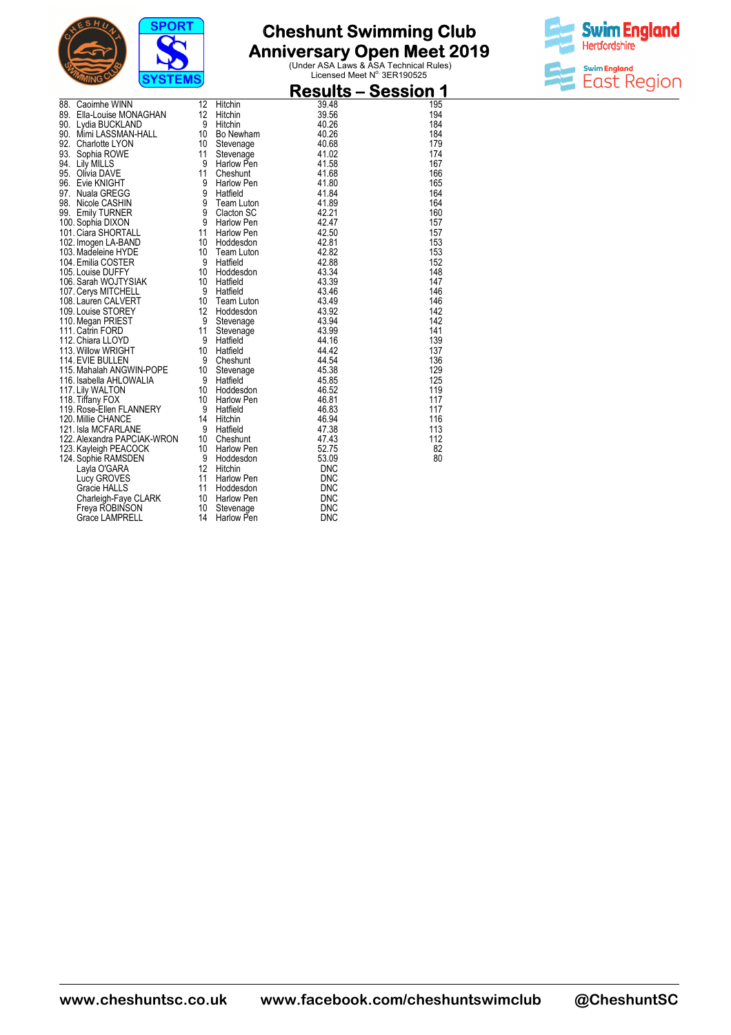# Cheshunt Swimming Club
# Anniversary Open Meet 2019

(Under ASA Laws & ASA Technical Rules)
Licensed Meet N° 3ER190525

## Results – Session 1

| Place | Name | Age | Club | Time | Points |
|---|---|---|---|---|---|
| 88. | Caoimhe WINN | 12 | Hitchin | 39.48 | 195 |
| 89. | Ella-Louise MONAGHAN | 12 | Hitchin | 39.56 | 194 |
| 90. | Lydia BUCKLAND | 9 | Hitchin | 40.26 | 184 |
| 90. | Mimi LASSMAN-HALL | 10 | Bo Newham | 40.26 | 184 |
| 92. | Charlotte LYON | 10 | Stevenage | 40.68 | 179 |
| 93. | Sophia ROWE | 11 | Stevenage | 41.02 | 174 |
| 94. | Lily MILLS | 9 | Harlow Pen | 41.58 | 167 |
| 95. | Olivia DAVE | 11 | Cheshunt | 41.68 | 166 |
| 96. | Evie KNIGHT | 9 | Harlow Pen | 41.80 | 165 |
| 97. | Nuala GREGG | 9 | Hatfield | 41.84 | 164 |
| 98. | Nicole CASHIN | 9 | Team Luton | 41.89 | 164 |
| 99. | Emily TURNER | 9 | Clacton SC | 42.21 | 160 |
| 100. | Sophia DIXON | 9 | Harlow Pen | 42.47 | 157 |
| 101. | Ciara SHORTALL | 11 | Harlow Pen | 42.50 | 157 |
| 102. | Imogen LA-BAND | 10 | Hoddesdon | 42.81 | 153 |
| 103. | Madeleine HYDE | 10 | Team Luton | 42.82 | 153 |
| 104. | Emilia COSTER | 9 | Hatfield | 42.88 | 152 |
| 105. | Louise DUFFY | 10 | Hoddesdon | 43.34 | 148 |
| 106. | Sarah WOJTYSIAK | 10 | Hatfield | 43.39 | 147 |
| 107. | Cerys MITCHELL | 9 | Hatfield | 43.46 | 146 |
| 108. | Lauren CALVERT | 10 | Team Luton | 43.49 | 146 |
| 109. | Louise STOREY | 12 | Hoddesdon | 43.92 | 142 |
| 110. | Megan PRIEST | 9 | Stevenage | 43.94 | 142 |
| 111. | Catrin FORD | 11 | Stevenage | 43.99 | 141 |
| 112. | Chiara LLOYD | 9 | Hatfield | 44.16 | 139 |
| 113. | Willow WRIGHT | 10 | Hatfield | 44.42 | 137 |
| 114. | EVIE BULLEN | 9 | Cheshunt | 44.54 | 136 |
| 115. | Mahalah ANGWIN-POPE | 10 | Stevenage | 45.38 | 129 |
| 116. | Isabella AHLOWALIA | 9 | Hatfield | 45.85 | 125 |
| 117. | Lily WALTON | 10 | Hoddesdon | 46.52 | 119 |
| 118. | Tiffany FOX | 10 | Harlow Pen | 46.81 | 117 |
| 119. | Rose-Ellen FLANNERY | 9 | Hatfield | 46.83 | 117 |
| 120. | Millie CHANCE | 14 | Hitchin | 46.94 | 116 |
| 121. | Isla MCFARLANE | 9 | Hatfield | 47.38 | 113 |
| 122. | Alexandra PAPCIAK-WRON | 10 | Cheshunt | 47.43 | 112 |
| 123. | Kayleigh PEACOCK | 10 | Harlow Pen | 52.75 | 82 |
| 124. | Sophie RAMSDEN | 9 | Hoddesdon | 53.09 | 80 |
| | Layla O'GARA | 12 | Hitchin | DNC | |
| | Lucy GROVES | 11 | Harlow Pen | DNC | |
| | Gracie HALLS | 11 | Hoddesdon | DNC | |
| | Charleigh-Faye CLARK | 10 | Harlow Pen | DNC | |
| | Freya ROBINSON | 10 | Stevenage | DNC | |
| | Grace LAMPRELL | 14 | Harlow Pen | DNC | |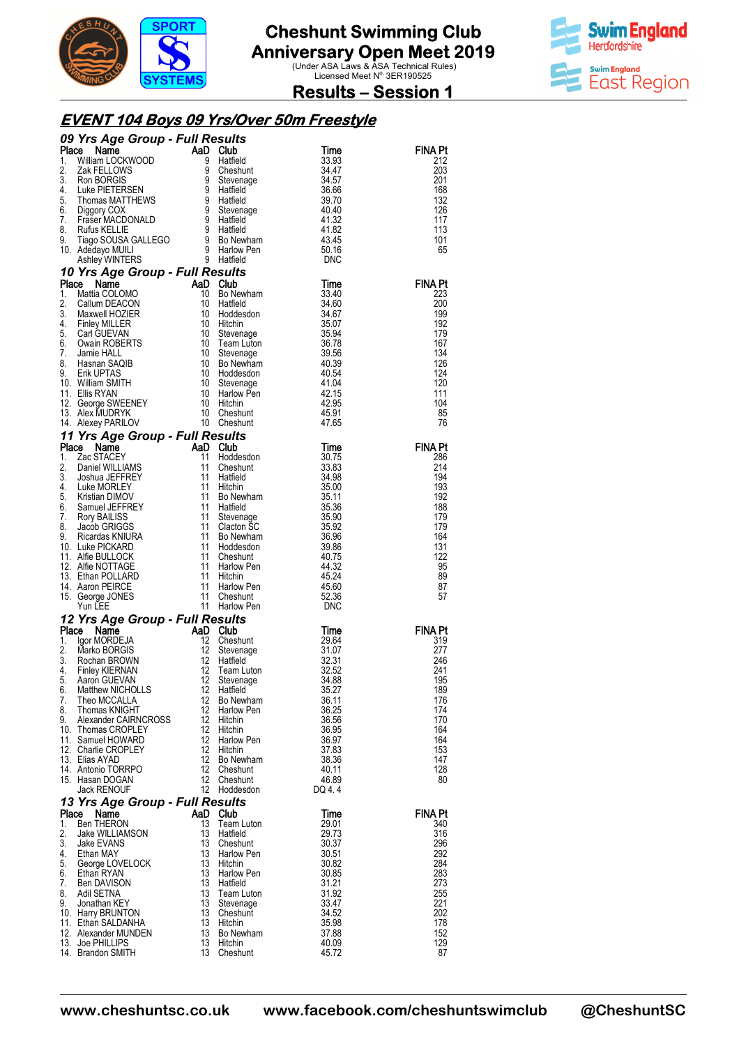# Cheshunt Swimming Club
## Anniversary Open Meet 2019

(Under ASA Laws & ASA Technical Rules)
Licensed Meet N° 3ER190525

## Results – Session 1

## EVENT 104 Boys 09 Yrs/Over 50m Freestyle

### 09 Yrs Age Group - Full Results

| Place | Name | AaD | Club | Time | FINA Pt |
|---|---|---|---|---|---|
| 1. | William LOCKWOOD | 9 | Hatfield | 33.93 | 212 |
| 2. | Zak FELLOWS | 9 | Cheshunt | 34.47 | 203 |
| 3. | Ron BORGIS | 9 | Stevenage | 34.57 | 201 |
| 4. | Luke PIETERSEN | 9 | Hatfield | 36.66 | 168 |
| 5. | Thomas MATTHEWS | 9 | Hatfield | 39.70 | 132 |
| 6. | Diggory COX | 9 | Stevenage | 40.40 | 126 |
| 7. | Fraser MACDONALD | 9 | Hatfield | 41.32 | 117 |
| 8. | Rufus KELLIE | 9 | Hatfield | 41.82 | 113 |
| 9. | Tiago SOUSA GALLEGO | 9 | Bo Newham | 43.45 | 101 |
| 10. | Adedayo MUILI | 9 | Harlow Pen | 50.16 | 65 |
| | Ashley WINTERS | 9 | Hatfield | DNC | |

### 10 Yrs Age Group - Full Results

| Place | Name | AaD | Club | Time | FINA Pt |
|---|---|---|---|---|---|
| 1. | Mattia COLOMO | 10 | Bo Newham | 33.40 | 223 |
| 2. | Callum DEACON | 10 | Hatfield | 34.60 | 200 |
| 3. | Maxwell HOZIER | 10 | Hoddesdon | 34.67 | 199 |
| 4. | Finley MILLER | 10 | Hitchin | 35.07 | 192 |
| 5. | Carl GUEVAN | 10 | Stevenage | 35.94 | 179 |
| 6. | Owain ROBERTS | 10 | Team Luton | 36.78 | 167 |
| 7. | Jamie HALL | 10 | Stevenage | 39.56 | 134 |
| 8. | Hasnan SAQIB | 10 | Bo Newham | 40.39 | 126 |
| 9. | Erik UPTAS | 10 | Hoddesdon | 40.54 | 124 |
| 10. | William SMITH | 10 | Stevenage | 41.04 | 120 |
| 11. | Ellis RYAN | 10 | Harlow Pen | 42.15 | 111 |
| 12. | George SWEENEY | 10 | Hitchin | 42.95 | 104 |
| 13. | Alex MUDRYK | 10 | Cheshunt | 45.91 | 85 |
| 14. | Alexey PARILOV | 10 | Cheshunt | 47.65 | 76 |

### 11 Yrs Age Group - Full Results

| Place | Name | AaD | Club | Time | FINA Pt |
|---|---|---|---|---|---|
| 1. | Zac STACEY | 11 | Hoddesdon | 30.75 | 286 |
| 2. | Daniel WILLIAMS | 11 | Cheshunt | 33.83 | 214 |
| 3. | Joshua JEFFREY | 11 | Hatfield | 34.98 | 194 |
| 4. | Luke MORLEY | 11 | Hitchin | 35.00 | 193 |
| 5. | Kristian DIMOV | 11 | Bo Newham | 35.11 | 192 |
| 6. | Samuel JEFFREY | 11 | Hatfield | 35.36 | 188 |
| 7. | Rory BAILISS | 11 | Stevenage | 35.90 | 179 |
| 8. | Jacob GRIGGS | 11 | Clacton SC | 35.92 | 179 |
| 9. | Ricardas KNIURA | 11 | Bo Newham | 36.96 | 164 |
| 10. | Luke PICKARD | 11 | Hoddesdon | 39.86 | 131 |
| 11. | Alfie BULLOCK | 11 | Cheshunt | 40.75 | 122 |
| 12. | Alfie NOTTAGE | 11 | Harlow Pen | 44.32 | 95 |
| 13. | Ethan POLLARD | 11 | Hitchin | 45.24 | 89 |
| 14. | Aaron PEIRCE | 11 | Harlow Pen | 45.60 | 87 |
| 15. | George JONES | 11 | Cheshunt | 52.36 | 57 |
| | Yun LEE | 11 | Harlow Pen | DNC | |

### 12 Yrs Age Group - Full Results

| Place | Name | AaD | Club | Time | FINA Pt |
|---|---|---|---|---|---|
| 1. | Igor MORDEJA | 12 | Cheshunt | 29.64 | 319 |
| 2. | Marko BORGIS | 12 | Stevenage | 31.07 | 277 |
| 3. | Rochan BROWN | 12 | Hatfield | 32.31 | 246 |
| 4. | Finley KIERNAN | 12 | Team Luton | 32.52 | 241 |
| 5. | Aaron GUEVAN | 12 | Stevenage | 34.88 | 195 |
| 6. | Matthew NICHOLLS | 12 | Hatfield | 35.27 | 189 |
| 7. | Theo MCCALLA | 12 | Bo Newham | 36.11 | 176 |
| 8. | Thomas KNIGHT | 12 | Harlow Pen | 36.25 | 174 |
| 9. | Alexander CAIRNCROSS | 12 | Hitchin | 36.56 | 170 |
| 10. | Thomas CROPLEY | 12 | Hitchin | 36.95 | 164 |
| 11. | Samuel HOWARD | 12 | Harlow Pen | 36.97 | 164 |
| 12. | Charlie CROPLEY | 12 | Hitchin | 37.83 | 153 |
| 13. | Elias AYAD | 12 | Bo Newham | 38.36 | 147 |
| 14. | Antonio TORRPO | 12 | Cheshunt | 40.11 | 128 |
| 15. | Hasan DOGAN | 12 | Cheshunt | 46.89 | 80 |
| | Jack RENOUF | 12 | Hoddesdon | DQ 4. 4 | |

### 13 Yrs Age Group - Full Results

| Place | Name | AaD | Club | Time | FINA Pt |
|---|---|---|---|---|---|
| 1. | Ben THERON | 13 | Team Luton | 29.01 | 340 |
| 2. | Jake WILLIAMSON | 13 | Hatfield | 29.73 | 316 |
| 3. | Jake EVANS | 13 | Cheshunt | 30.37 | 296 |
| 4. | Ethan MAY | 13 | Harlow Pen | 30.51 | 292 |
| 5. | George LOVELOCK | 13 | Hitchin | 30.82 | 284 |
| 6. | Ethan RYAN | 13 | Harlow Pen | 30.85 | 283 |
| 7. | Ben DAVISON | 13 | Hatfield | 31.21 | 273 |
| 8. | Adil SETNA | 13 | Team Luton | 31.92 | 255 |
| 9. | Jonathan KEY | 13 | Stevenage | 33.47 | 221 |
| 10. | Harry BRUNTON | 13 | Cheshunt | 34.52 | 202 |
| 11. | Ethan SALDANHA | 13 | Hitchin | 35.98 | 178 |
| 12. | Alexander MUNDEN | 13 | Bo Newham | 37.88 | 152 |
| 13. | Joe PHILLIPS | 13 | Hitchin | 40.09 | 129 |
| 14. | Brandon SMITH | 13 | Cheshunt | 45.72 | 87 |

www.cheshuntsc.co.uk www.facebook.com/cheshuntswimclub @CheshuntSC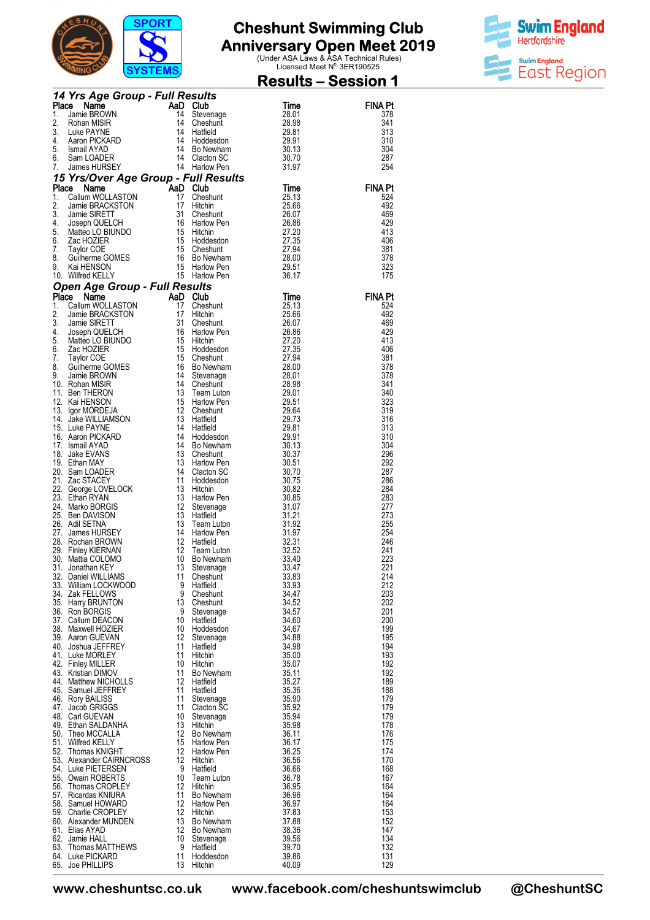# Cheshunt Swimming Club
# Anniversary Open Meet 2019
(Under ASA Laws & ASA Technical Rules)
Licensed Meet N° 3ER190525

## Results – Session 1

### *14 Yrs Age Group - Full Results*

| Place | Name | AaD | Club | Time | FINA Pt |
|---|---|---|---|---|---|
| 1. | Jamie BROWN | 14 | Stevenage | 28.01 | 378 |
| 2. | Rohan MISIR | 14 | Cheshunt | 28.98 | 341 |
| 3. | Luke PAYNE | 14 | Hatfield | 29.81 | 313 |
| 4. | Aaron PICKARD | 14 | Hoddesdon | 29.91 | 310 |
| 5. | Ismail AYAD | 14 | Bo Newham | 30.13 | 304 |
| 6. | Sam LOADER | 14 | Clacton SC | 30.70 | 287 |
| 7. | James HURSEY | 14 | Harlow Pen | 31.97 | 254 |

### *15 Yrs/Over Age Group - Full Results*

| Place | Name | AaD | Club | Time | FINA Pt |
|---|---|---|---|---|---|
| 1. | Callum WOLLASTON | 17 | Cheshunt | 25.13 | 524 |
| 2. | Jamie BRACKSTON | 17 | Hitchin | 25.66 | 492 |
| 3. | Jamie SIRETT | 31 | Cheshunt | 26.07 | 469 |
| 4. | Joseph QUELCH | 16 | Harlow Pen | 26.86 | 429 |
| 5. | Matteo LO BIUNDO | 15 | Hitchin | 27.20 | 413 |
| 6. | Zac HOZIER | 15 | Hoddesdon | 27.35 | 406 |
| 7. | Taylor COE | 15 | Cheshunt | 27.94 | 381 |
| 8. | Guilherme GOMES | 16 | Bo Newham | 28.00 | 378 |
| 9. | Kai HENSON | 15 | Harlow Pen | 29.51 | 323 |
| 10. | Wilfred KELLY | 15 | Harlow Pen | 36.17 | 175 |

### *Open Age Group - Full Results*

| Place | Name | AaD | Club | Time | FINA Pt |
|---|---|---|---|---|---|
| 1. | Callum WOLLASTON | 17 | Cheshunt | 25.13 | 524 |
| 2. | Jamie BRACKSTON | 17 | Hitchin | 25.66 | 492 |
| 3. | Jamie SIRETT | 31 | Cheshunt | 26.07 | 469 |
| 4. | Joseph QUELCH | 16 | Harlow Pen | 26.86 | 429 |
| 5. | Matteo LO BIUNDO | 15 | Hitchin | 27.20 | 413 |
| 6. | Zac HOZIER | 15 | Hoddesdon | 27.35 | 406 |
| 7. | Taylor COE | 15 | Cheshunt | 27.94 | 381 |
| 8. | Guilherme GOMES | 16 | Bo Newham | 28.00 | 378 |
| 9. | Jamie BROWN | 14 | Stevenage | 28.01 | 378 |
| 10. | Rohan MISIR | 14 | Cheshunt | 28.98 | 341 |
| 11. | Ben THERON | 13 | Team Luton | 29.01 | 340 |
| 12. | Kai HENSON | 15 | Harlow Pen | 29.51 | 323 |
| 13. | Igor MORDEJA | 12 | Cheshunt | 29.64 | 319 |
| 14. | Jake WILLIAMSON | 13 | Hatfield | 29.73 | 316 |
| 15. | Luke PAYNE | 14 | Hatfield | 29.81 | 313 |
| 16. | Aaron PICKARD | 14 | Hoddesdon | 29.91 | 310 |
| 17. | Ismail AYAD | 14 | Bo Newham | 30.13 | 304 |
| 18. | Jake EVANS | 13 | Cheshunt | 30.37 | 296 |
| 19. | Ethan MAY | 13 | Harlow Pen | 30.51 | 292 |
| 20. | Sam LOADER | 14 | Clacton SC | 30.70 | 287 |
| 21. | Zac STACEY | 11 | Hoddesdon | 30.75 | 286 |
| 22. | George LOVELOCK | 13 | Hitchin | 30.82 | 284 |
| 23. | Ethan RYAN | 13 | Harlow Pen | 30.85 | 283 |
| 24. | Marko BORGIS | 12 | Stevenage | 31.07 | 277 |
| 25. | Ben DAVISON | 13 | Hatfield | 31.21 | 273 |
| 26. | Adil SETNA | 13 | Team Luton | 31.92 | 255 |
| 27. | James HURSEY | 14 | Harlow Pen | 31.97 | 254 |
| 28. | Rochan BROWN | 12 | Hatfield | 32.31 | 246 |
| 29. | Finley KIERNAN | 12 | Team Luton | 32.52 | 241 |
| 30. | Mattia COLOMO | 10 | Bo Newham | 33.40 | 223 |
| 31. | Jonathan KEY | 13 | Stevenage | 33.47 | 221 |
| 32. | Daniel WILLIAMS | 11 | Cheshunt | 33.83 | 214 |
| 33. | William LOCKWOOD | 9 | Hatfield | 33.93 | 212 |
| 34. | Zak FELLOWS | 9 | Cheshunt | 34.47 | 203 |
| 35. | Harry BRUNTON | 13 | Cheshunt | 34.52 | 202 |
| 36. | Ron BORGIS | 9 | Stevenage | 34.57 | 201 |
| 37. | Callum DEACON | 10 | Hatfield | 34.60 | 200 |
| 38. | Maxwell HOZIER | 10 | Hoddesdon | 34.67 | 199 |
| 39. | Aaron GUEVAN | 12 | Stevenage | 34.88 | 195 |
| 40. | Joshua JEFFREY | 11 | Hatfield | 34.98 | 194 |
| 41. | Luke MORLEY | 11 | Hitchin | 35.00 | 193 |
| 42. | Finley MILLER | 10 | Hitchin | 35.07 | 192 |
| 43. | Kristian DIMOV | 11 | Bo Newham | 35.11 | 192 |
| 44. | Matthew NICHOLLS | 12 | Hatfield | 35.27 | 189 |
| 45. | Samuel JEFFREY | 11 | Hatfield | 35.36 | 188 |
| 46. | Rory BAILISS | 11 | Stevenage | 35.90 | 179 |
| 47. | Jacob GRIGGS | 11 | Clacton SC | 35.92 | 179 |
| 48. | Carl GUEVAN | 10 | Stevenage | 35.94 | 179 |
| 49. | Ethan SALDANHA | 13 | Hitchin | 35.98 | 178 |
| 50. | Theo MCCALLA | 12 | Bo Newham | 36.11 | 176 |
| 51. | Wilfred KELLY | 15 | Harlow Pen | 36.17 | 175 |
| 52. | Thomas KNIGHT | 12 | Harlow Pen | 36.25 | 174 |
| 53. | Alexander CAIRNCROSS | 12 | Hitchin | 36.56 | 170 |
| 54. | Luke PIETERSEN | 9 | Hatfield | 36.66 | 168 |
| 55. | Owain ROBERTS | 10 | Team Luton | 36.78 | 167 |
| 56. | Thomas CROPLEY | 12 | Hitchin | 36.95 | 164 |
| 57. | Ricardas KNIURA | 11 | Bo Newham | 36.96 | 164 |
| 58. | Samuel HOWARD | 12 | Harlow Pen | 36.97 | 164 |
| 59. | Charlie CROPLEY | 12 | Hitchin | 37.83 | 153 |
| 60. | Alexander MUNDEN | 13 | Bo Newham | 37.88 | 152 |
| 61. | Elias AYAD | 12 | Bo Newham | 38.36 | 147 |
| 62. | Jamie HALL | 10 | Stevenage | 39.56 | 134 |
| 63. | Thomas MATTHEWS | 9 | Hatfield | 39.70 | 132 |
| 64. | Luke PICKARD | 11 | Hoddesdon | 39.86 | 131 |
| 65. | Joe PHILLIPS | 13 | Hitchin | 40.09 | 129 |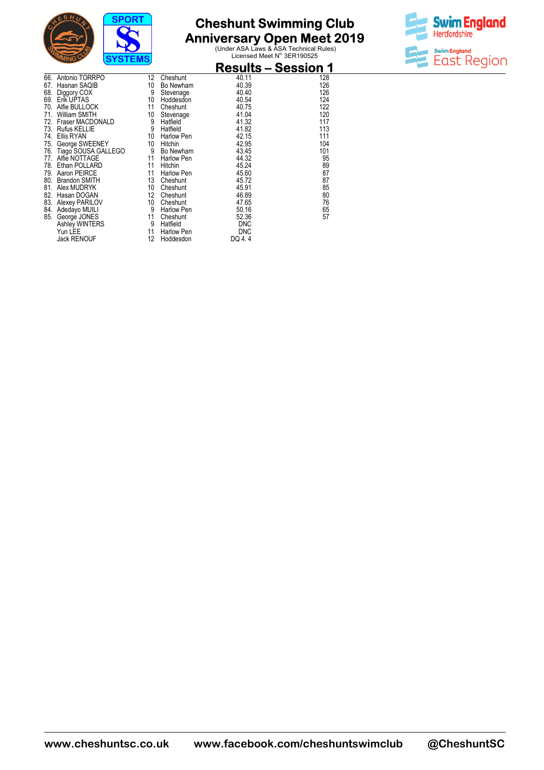# Cheshunt Swimming Club
# Anniversary Open Meet 2019

(Under ASA Laws & ASA Technical Rules)
Licensed Meet N° 3ER190525

## Results – Session 1

| | | | | | |
|---|---|---|---|---|---|
| 66. | Antonio TORRPO | 12 | Cheshunt | 40.11 | 128 |
| 67. | Hasnan SAQIB | 10 | Bo Newham | 40.39 | 126 |
| 68. | Diggory COX | 9 | Stevenage | 40.40 | 126 |
| 69. | Erik UPTAS | 10 | Hoddesdon | 40.54 | 124 |
| 70. | Alfie BULLOCK | 11 | Cheshunt | 40.75 | 122 |
| 71. | William SMITH | 10 | Stevenage | 41.04 | 120 |
| 72. | Fraser MACDONALD | 9 | Hatfield | 41.32 | 117 |
| 73. | Rufus KELLIE | 9 | Hatfield | 41.82 | 113 |
| 74. | Ellis RYAN | 10 | Harlow Pen | 42.15 | 111 |
| 75. | George SWEENEY | 10 | Hitchin | 42.95 | 104 |
| 76. | Tiago SOUSA GALLEGO | 9 | Bo Newham | 43.45 | 101 |
| 77. | Alfie NOTTAGE | 11 | Harlow Pen | 44.32 | 95 |
| 78. | Ethan POLLARD | 11 | Hitchin | 45.24 | 89 |
| 79. | Aaron PEIRCE | 11 | Harlow Pen | 45.60 | 87 |
| 80. | Brandon SMITH | 13 | Cheshunt | 45.72 | 87 |
| 81. | Alex MUDRYK | 10 | Cheshunt | 45.91 | 85 |
| 82. | Hasan DOGAN | 12 | Cheshunt | 46.89 | 80 |
| 83. | Alexey PARILOV | 10 | Cheshunt | 47.65 | 76 |
| 84. | Adedayo MUILI | 9 | Harlow Pen | 50.16 | 65 |
| 85. | George JONES | 11 | Cheshunt | 52.36 | 57 |
| | Ashley WINTERS | 9 | Hatfield | DNC | |
| | Yun LEE | 11 | Harlow Pen | DNC | |
| | Jack RENOUF | 12 | Hoddesdon | DQ 4. 4 | |

www.cheshuntsc.co.uk www.facebook.com/cheshuntswimclub @CheshuntSC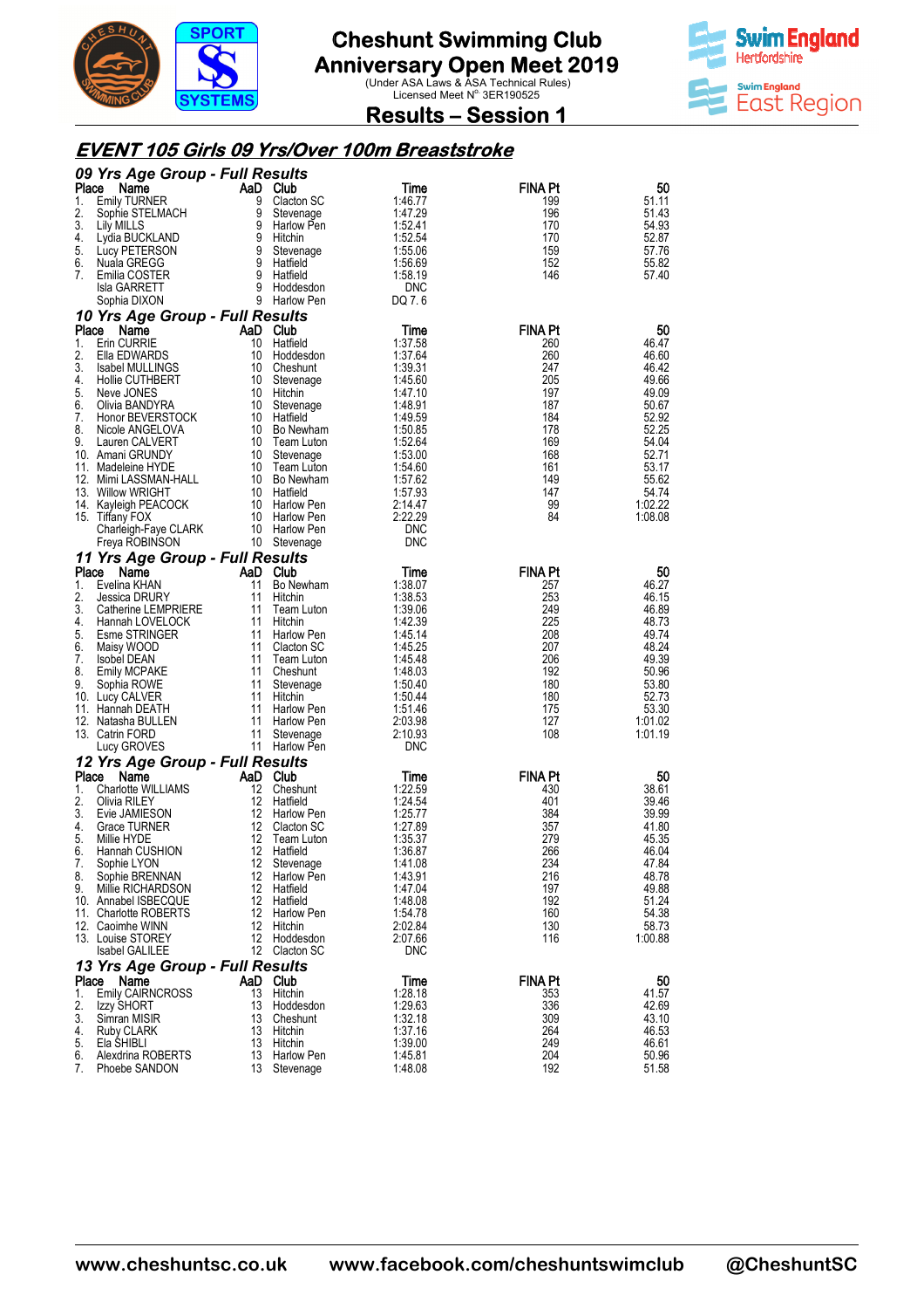# Cheshunt Swimming Club
## Anniversary Open Meet 2019
(Under ASA Laws & ASA Technical Rules)
Licensed Meet N° 3ER190525

## Results – Session 1

### EVENT 105 Girls 09 Yrs/Over 100m Breaststroke

#### 09 Yrs Age Group - Full Results

| Place | Name | AaD | Club | Time | FINA Pt | 50 |
|---|---|---|---|---|---|---|
| 1. | Emily TURNER | 9 | Clacton SC | 1:46.77 | 199 | 51.11 |
| 2. | Sophie STELMACH | 9 | Stevenage | 1:47.29 | 196 | 51.43 |
| 3. | Lily MILLS | 9 | Harlow Pen | 1:52.41 | 170 | 54.93 |
| 4. | Lydia BUCKLAND | 9 | Hitchin | 1:52.54 | 170 | 52.87 |
| 5. | Lucy PETERSON | 9 | Stevenage | 1:55.06 | 159 | 57.76 |
| 6. | Nuala GREGG | 9 | Hatfield | 1:56.69 | 152 | 55.82 |
| 7. | Emilia COSTER | 9 | Hatfield | 1:58.19 | 146 | 57.40 |
| | Isla GARRETT | 9 | Hoddesdon | DNC | | |
| | Sophia DIXON | 9 | Harlow Pen | DQ 7. 6 | | |

#### 10 Yrs Age Group - Full Results

| Place | Name | AaD | Club | Time | FINA Pt | 50 |
|---|---|---|---|---|---|---|
| 1. | Erin CURRIE | 10 | Hatfield | 1:37.58 | 260 | 46.47 |
| 2. | Ella EDWARDS | 10 | Hoddesdon | 1:37.64 | 260 | 46.60 |
| 3. | Isabel MULLINGS | 10 | Cheshunt | 1:39.31 | 247 | 46.42 |
| 4. | Hollie CUTHBERT | 10 | Stevenage | 1:45.60 | 205 | 49.66 |
| 5. | Neve JONES | 10 | Hitchin | 1:47.10 | 197 | 49.09 |
| 6. | Olivia BANDYRA | 10 | Stevenage | 1:48.91 | 187 | 50.67 |
| 7. | Honor BEVERSTOCK | 10 | Hatfield | 1:49.59 | 184 | 52.92 |
| 8. | Nicole ANGELOVA | 10 | Bo Newham | 1:50.85 | 178 | 52.25 |
| 9. | Lauren CALVERT | 10 | Team Luton | 1:52.64 | 169 | 54.04 |
| 10. | Amani GRUNDY | 10 | Stevenage | 1:53.00 | 168 | 52.71 |
| 11. | Madeleine HYDE | 10 | Team Luton | 1:54.60 | 161 | 53.17 |
| 12. | Mimi LASSMAN-HALL | 10 | Bo Newham | 1:57.62 | 149 | 55.62 |
| 13. | Willow WRIGHT | 10 | Hatfield | 1:57.93 | 147 | 54.74 |
| 14. | Kayleigh PEACOCK | 10 | Harlow Pen | 2:14.47 | 99 | 1:02.22 |
| 15. | Tiffany FOX | 10 | Harlow Pen | 2:22.29 | 84 | 1:08.08 |
| | Charleigh-Faye CLARK | 10 | Harlow Pen | DNC | | |
| | Freya ROBINSON | 10 | Stevenage | DNC | | |

#### 11 Yrs Age Group - Full Results

| Place | Name | AaD | Club | Time | FINA Pt | 50 |
|---|---|---|---|---|---|---|
| 1. | Evelina KHAN | 11 | Bo Newham | 1:38.07 | 257 | 46.27 |
| 2. | Jessica DRURY | 11 | Hitchin | 1:38.53 | 253 | 46.15 |
| 3. | Catherine LEMPRIERE | 11 | Team Luton | 1:39.06 | 249 | 46.89 |
| 4. | Hannah LOVELOCK | 11 | Hitchin | 1:42.39 | 225 | 48.73 |
| 5. | Esme STRINGER | 11 | Harlow Pen | 1:45.14 | 208 | 49.74 |
| 6. | Maisy WOOD | 11 | Clacton SC | 1:45.25 | 207 | 48.24 |
| 7. | Isobel DEAN | 11 | Team Luton | 1:45.48 | 206 | 49.39 |
| 8. | Emily MCPAKE | 11 | Cheshunt | 1:48.03 | 192 | 50.96 |
| 9. | Sophia ROWE | 11 | Stevenage | 1:50.40 | 180 | 53.80 |
| 10. | Lucy CALVER | 11 | Hitchin | 1:50.44 | 180 | 52.73 |
| 11. | Hannah DEATH | 11 | Harlow Pen | 1:51.46 | 175 | 53.30 |
| 12. | Natasha BULLEN | 11 | Harlow Pen | 2:03.98 | 127 | 1:01.02 |
| 13. | Catrin FORD | 11 | Stevenage | 2:10.93 | 108 | 1:01.19 |
| | Lucy GROVES | 11 | Harlow Pen | DNC | | |

#### 12 Yrs Age Group - Full Results

| Place | Name | AaD | Club | Time | FINA Pt | 50 |
|---|---|---|---|---|---|---|
| 1. | Charlotte WILLIAMS | 12 | Cheshunt | 1:22.59 | 430 | 38.61 |
| 2. | Olivia RILEY | 12 | Hatfield | 1:24.54 | 401 | 39.46 |
| 3. | Evie JAMIESON | 12 | Harlow Pen | 1:25.77 | 384 | 39.99 |
| 4. | Grace TURNER | 12 | Clacton SC | 1:27.89 | 357 | 41.80 |
| 5. | Millie HYDE | 12 | Team Luton | 1:35.37 | 279 | 45.35 |
| 6. | Hannah CUSHION | 12 | Hatfield | 1:36.87 | 266 | 46.04 |
| 7. | Sophie LYON | 12 | Stevenage | 1:41.08 | 234 | 47.84 |
| 8. | Sophie BRENNAN | 12 | Harlow Pen | 1:43.91 | 216 | 48.78 |
| 9. | Millie RICHARDSON | 12 | Hatfield | 1:47.04 | 197 | 49.88 |
| 10. | Annabel ISBECQUE | 12 | Hatfield | 1:48.08 | 192 | 51.24 |
| 11. | Charlotte ROBERTS | 12 | Harlow Pen | 1:54.78 | 160 | 54.38 |
| 12. | Caoimhe WINN | 12 | Hitchin | 2:02.84 | 130 | 58.73 |
| 13. | Louise STOREY | 12 | Hoddesdon | 2:07.66 | 116 | 1:00.88 |
| | Isabel GALILEE | 12 | Clacton SC | DNC | | |

#### 13 Yrs Age Group - Full Results

| Place | Name | AaD | Club | Time | FINA Pt | 50 |
|---|---|---|---|---|---|---|
| 1. | Emily CAIRNCROSS | 13 | Hitchin | 1:28.18 | 353 | 41.57 |
| 2. | Izzy SHORT | 13 | Hoddesdon | 1:29.63 | 336 | 42.69 |
| 3. | Simran MISIR | 13 | Cheshunt | 1:32.18 | 309 | 43.10 |
| 4. | Ruby CLARK | 13 | Hitchin | 1:37.16 | 264 | 46.53 |
| 5. | Ela SHIBLI | 13 | Hitchin | 1:39.00 | 249 | 46.61 |
| 6. | Alexdrina ROBERTS | 13 | Harlow Pen | 1:45.81 | 204 | 50.96 |
| 7. | Phoebe SANDON | 13 | Stevenage | 1:48.08 | 192 | 51.58 |

www.cheshuntsc.co.uk www.facebook.com/cheshuntswimclub @CheshuntSC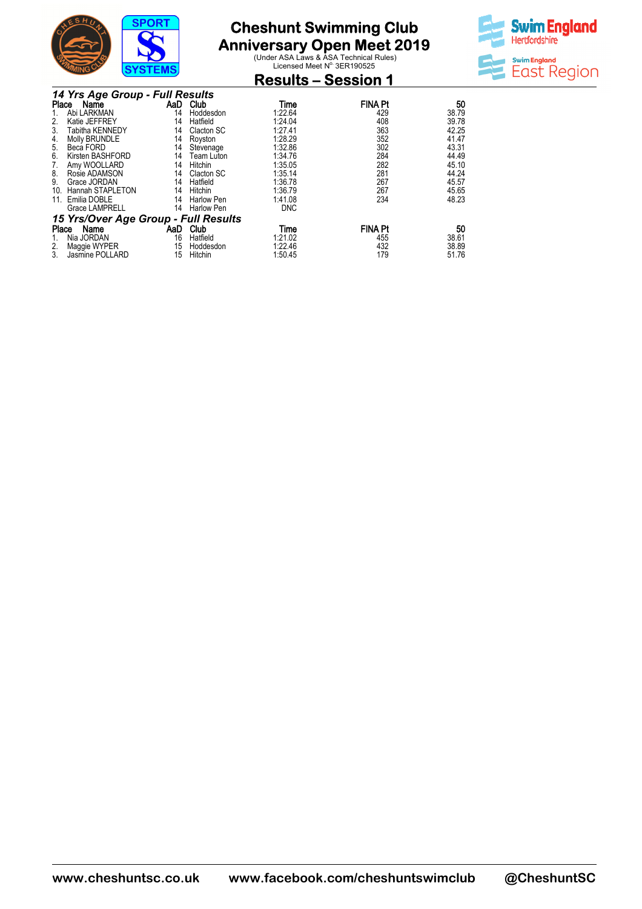# Cheshunt Swimming Club
# Anniversary Open Meet 2019

(Under ASA Laws & ASA Technical Rules)
Licensed Meet N° 3ER190525

## Results – Session 1

### *14 Yrs Age Group - Full Results*

| Place | Name | AaD | Club | Time | FINA Pt | 50 |
|---|---|---|---|---|---|---|
| 1. | Abi LARKMAN | 14 | Hoddesdon | 1:22.64 | 429 | 38.79 |
| 2. | Katie JEFFREY | 14 | Hatfield | 1:24.04 | 408 | 39.78 |
| 3. | Tabitha KENNEDY | 14 | Clacton SC | 1:27.41 | 363 | 42.25 |
| 4. | Molly BRUNDLE | 14 | Royston | 1:28.29 | 352 | 41.47 |
| 5. | Beca FORD | 14 | Stevenage | 1:32.86 | 302 | 43.31 |
| 6. | Kirsten BASHFORD | 14 | Team Luton | 1:34.76 | 284 | 44.49 |
| 7. | Amy WOOLLARD | 14 | Hitchin | 1:35.05 | 282 | 45.10 |
| 8. | Rosie ADAMSON | 14 | Clacton SC | 1:35.14 | 281 | 44.24 |
| 9. | Grace JORDAN | 14 | Hatfield | 1:36.78 | 267 | 45.57 |
| 10. | Hannah STAPLETON | 14 | Hitchin | 1:36.79 | 267 | 45.65 |
| 11. | Emilia DOBLE | 14 | Harlow Pen | 1:41.08 | 234 | 48.23 |
| | Grace LAMPRELL | 14 | Harlow Pen | DNC | | |

### *15 Yrs/Over Age Group - Full Results*

| Place | Name | AaD | Club | Time | FINA Pt | 50 |
|---|---|---|---|---|---|---|
| 1. | Nia JORDAN | 16 | Hatfield | 1:21.02 | 455 | 38.61 |
| 2. | Maggie WYPER | 15 | Hoddesdon | 1:22.46 | 432 | 38.89 |
| 3. | Jasmine POLLARD | 15 | Hitchin | 1:50.45 | 179 | 51.76 |

www.cheshuntsc.co.uk www.facebook.com/cheshuntswimclub @CheshuntSC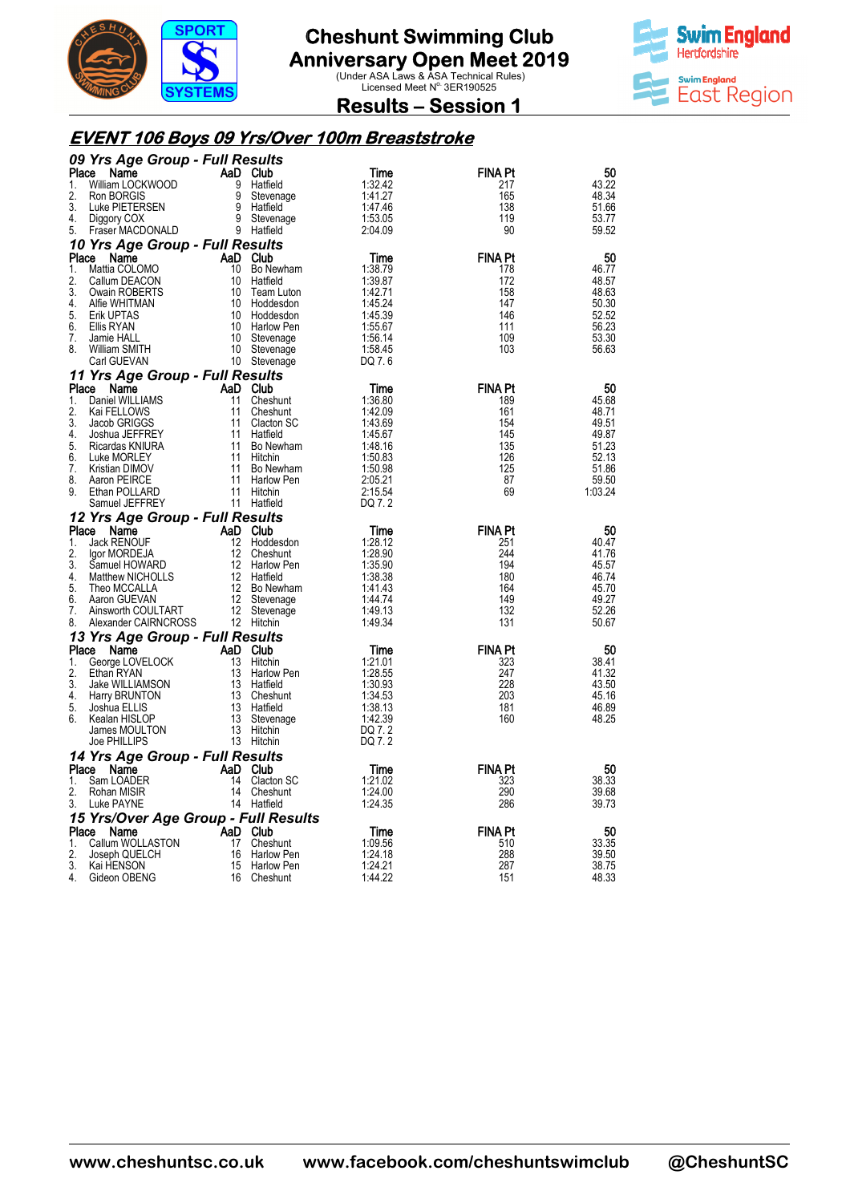# Cheshunt Swimming Club Anniversary Open Meet 2019

(Under ASA Laws & ASA Technical Rules)
Licensed Meet N°. 3ER190525

## Results – Session 1

### EVENT 106 Boys 09 Yrs/Over 100m Breaststroke

#### 09 Yrs Age Group - Full Results

| Place | Name | AaD | Club | Time | FINA Pt | 50 |
|---|---|---|---|---|---|---|
| 1. | William LOCKWOOD | 9 | Hatfield | 1:32.42 | 217 | 43.22 |
| 2. | Ron BORGIS | 9 | Stevenage | 1:41.27 | 165 | 48.34 |
| 3. | Luke PIETERSEN | 9 | Hatfield | 1:47.46 | 138 | 51.66 |
| 4. | Diggory COX | 9 | Stevenage | 1:53.05 | 119 | 53.77 |
| 5. | Fraser MACDONALD | 9 | Hatfield | 2:04.09 | 90 | 59.52 |

#### 10 Yrs Age Group - Full Results

| Place | Name | AaD | Club | Time | FINA Pt | 50 |
|---|---|---|---|---|---|---|
| 1. | Mattia COLOMO | 10 | Bo Newham | 1:38.79 | 178 | 46.77 |
| 2. | Callum DEACON | 10 | Hatfield | 1:39.87 | 172 | 48.57 |
| 3. | Owain ROBERTS | 10 | Team Luton | 1:42.71 | 158 | 48.63 |
| 4. | Alfie WHITMAN | 10 | Hoddesdon | 1:45.24 | 147 | 50.30 |
| 5. | Erik UPTAS | 10 | Hoddesdon | 1:45.39 | 146 | 52.52 |
| 6. | Ellis RYAN | 10 | Harlow Pen | 1:55.67 | 111 | 56.23 |
| 7. | Jamie HALL | 10 | Stevenage | 1:56.14 | 109 | 53.30 |
| 8. | William SMITH | 10 | Stevenage | 1:58.45 | 103 | 56.63 |
| | Carl GUEVAN | 10 | Stevenage | DQ 7. 6 | | |

#### 11 Yrs Age Group - Full Results

| Place | Name | AaD | Club | Time | FINA Pt | 50 |
|---|---|---|---|---|---|---|
| 1. | Daniel WILLIAMS | 11 | Cheshunt | 1:36.80 | 189 | 45.68 |
| 2. | Kai FELLOWS | 11 | Cheshunt | 1:42.09 | 161 | 48.71 |
| 3. | Jacob GRIGGS | 11 | Clacton SC | 1:43.69 | 154 | 49.51 |
| 4. | Joshua JEFFREY | 11 | Hatfield | 1:45.67 | 145 | 49.87 |
| 5. | Ricardas KNIURA | 11 | Bo Newham | 1:48.16 | 135 | 51.23 |
| 6. | Luke MORLEY | 11 | Hitchin | 1:50.83 | 126 | 52.13 |
| 7. | Kristian DIMOV | 11 | Bo Newham | 1:50.98 | 125 | 51.86 |
| 8. | Aaron PEIRCE | 11 | Harlow Pen | 2:05.21 | 87 | 59.50 |
| 9. | Ethan POLLARD | 11 | Hitchin | 2:15.54 | 69 | 1:03.24 |
| | Samuel JEFFREY | 11 | Hatfield | DQ 7. 2 | | |

#### 12 Yrs Age Group - Full Results

| Place | Name | AaD | Club | Time | FINA Pt | 50 |
|---|---|---|---|---|---|---|
| 1. | Jack RENOUF | 12 | Hoddesdon | 1:28.12 | 251 | 40.47 |
| 2. | Igor MORDEJA | 12 | Cheshunt | 1:28.90 | 244 | 41.76 |
| 3. | Samuel HOWARD | 12 | Harlow Pen | 1:35.90 | 194 | 45.57 |
| 4. | Matthew NICHOLLS | 12 | Hatfield | 1:38.38 | 180 | 46.74 |
| 5. | Theo MCCALLA | 12 | Bo Newham | 1:41.43 | 164 | 45.70 |
| 6. | Aaron GUEVAN | 12 | Stevenage | 1:44.74 | 149 | 49.27 |
| 7. | Ainsworth COULTART | 12 | Stevenage | 1:49.13 | 132 | 52.26 |
| 8. | Alexander CAIRNCROSS | 12 | Hitchin | 1:49.34 | 131 | 50.67 |

#### 13 Yrs Age Group - Full Results

| Place | Name | AaD | Club | Time | FINA Pt | 50 |
|---|---|---|---|---|---|---|
| 1. | George LOVELOCK | 13 | Hitchin | 1:21.01 | 323 | 38.41 |
| 2. | Ethan RYAN | 13 | Harlow Pen | 1:28.55 | 247 | 41.32 |
| 3. | Jake WILLIAMSON | 13 | Hatfield | 1:30.93 | 228 | 43.50 |
| 4. | Harry BRUNTON | 13 | Cheshunt | 1:34.53 | 203 | 45.16 |
| 5. | Joshua ELLIS | 13 | Hatfield | 1:38.13 | 181 | 46.89 |
| 6. | Kealan HISLOP | 13 | Stevenage | 1:42.39 | 160 | 48.25 |
| | James MOULTON | 13 | Hitchin | DQ 7. 2 | | |
| | Joe PHILLIPS | 13 | Hitchin | DQ 7. 2 | | |

#### 14 Yrs Age Group - Full Results

| Place | Name | AaD | Club | Time | FINA Pt | 50 |
|---|---|---|---|---|---|---|
| 1. | Sam LOADER | 14 | Clacton SC | 1:21.02 | 323 | 38.33 |
| 2. | Rohan MISIR | 14 | Cheshunt | 1:24.00 | 290 | 39.68 |
| 3. | Luke PAYNE | 14 | Hatfield | 1:24.35 | 286 | 39.73 |

#### 15 Yrs/Over Age Group - Full Results

| Place | Name | AaD | Club | Time | FINA Pt | 50 |
|---|---|---|---|---|---|---|
| 1. | Callum WOLLASTON | 17 | Cheshunt | 1:09.56 | 510 | 33.35 |
| 2. | Joseph QUELCH | 16 | Harlow Pen | 1:24.18 | 288 | 39.50 |
| 3. | Kai HENSON | 15 | Harlow Pen | 1:24.21 | 287 | 38.75 |
| 4. | Gideon OBENG | 16 | Cheshunt | 1:44.22 | 151 | 48.33 |

www.cheshuntsc.co.uk www.facebook.com/cheshuntswimclub @CheshuntSC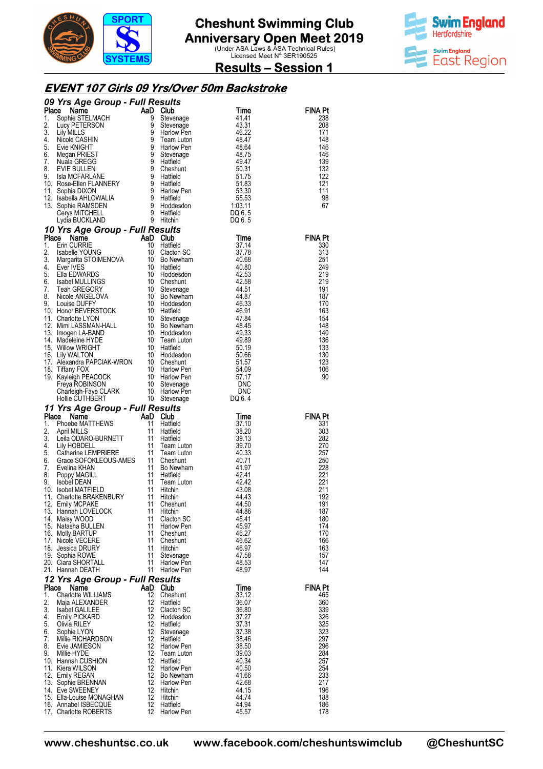# Cheshunt Swimming Club
## Anniversary Open Meet 2019
(Under ASA Laws & ASA Technical Rules)
Licensed Meet N° 3ER190525

## Results – Session 1

## EVENT 107 Girls 09 Yrs/Over 50m Backstroke

### 09 Yrs Age Group - Full Results

| Place | Name | AaD | Club | Time | FINA Pt |
|---|---|---|---|---|---|
| 1. | Sophie STELMACH | 9 | Stevenage | 41.41 | 238 |
| 2. | Lucy PETERSON | 9 | Stevenage | 43.31 | 208 |
| 3. | Lily MILLS | 9 | Harlow Pen | 46.22 | 171 |
| 4. | Nicole CASHIN | 9 | Team Luton | 48.47 | 148 |
| 5. | Evie KNIGHT | 9 | Harlow Pen | 48.64 | 146 |
| 6. | Megan PRIEST | 9 | Stevenage | 48.75 | 146 |
| 7. | Nuala GREGG | 9 | Hatfield | 49.47 | 139 |
| 8. | EVIE BULLEN | 9 | Cheshunt | 50.31 | 132 |
| 9. | Isla MCFARLANE | 9 | Hatfield | 51.75 | 122 |
| 10. | Rose-Ellen FLANNERY | 9 | Hatfield | 51.83 | 121 |
| 11. | Sophia DIXON | 9 | Harlow Pen | 53.30 | 111 |
| 12. | Isabella AHLOWALIA | 9 | Hatfield | 55.53 | 98 |
| 13. | Sophie RAMSDEN | 9 | Hoddesdon | 1:03.11 | 67 |
| | Cerys MITCHELL | 9 | Hatfield | DQ 6. 5 | |
| | Lydia BUCKLAND | 9 | Hitchin | DQ 6. 5 | |

### 10 Yrs Age Group - Full Results

| Place | Name | AaD | Club | Time | FINA Pt |
|---|---|---|---|---|---|
| 1. | Erin CURRIE | 10 | Hatfield | 37.14 | 330 |
| 2. | Isabelle YOUNG | 10 | Clacton SC | 37.78 | 313 |
| 3. | Margarita STOIMENOVA | 10 | Bo Newham | 40.68 | 251 |
| 4. | Ever IVES | 10 | Hatfield | 40.80 | 249 |
| 5. | Ella EDWARDS | 10 | Hoddesdon | 42.53 | 219 |
| 6. | Isabel MULLINGS | 10 | Cheshunt | 42.58 | 219 |
| 7. | Teah GREGORY | 10 | Stevenage | 44.51 | 191 |
| 8. | Nicole ANGELOVA | 10 | Bo Newham | 44.87 | 187 |
| 9. | Louise DUFFY | 10 | Hoddesdon | 46.33 | 170 |
| 10. | Honor BEVERSTOCK | 10 | Hatfield | 46.91 | 163 |
| 11. | Charlotte LYON | 10 | Stevenage | 47.84 | 154 |
| 12. | Mimi LASSMAN-HALL | 10 | Bo Newham | 48.45 | 148 |
| 13. | Imogen LA-BAND | 10 | Hoddesdon | 49.33 | 140 |
| 14. | Madeleine HYDE | 10 | Team Luton | 49.89 | 136 |
| 15. | Willow WRIGHT | 10 | Hatfield | 50.19 | 133 |
| 16. | Lily WALTON | 10 | Hoddesdon | 50.66 | 130 |
| 17. | Alexandra PAPCIAK-WRON | 10 | Cheshunt | 51.57 | 123 |
| 18. | Tiffany FOX | 10 | Harlow Pen | 54.09 | 106 |
| 19. | Kayleigh PEACOCK | 10 | Harlow Pen | 57.17 | 90 |
| | Freya ROBINSON | 10 | Stevenage | DNC | |
| | Charleigh-Faye CLARK | 10 | Harlow Pen | DNC | |
| | Hollie CUTHBERT | 10 | Stevenage | DQ 6. 4 | |

### 11 Yrs Age Group - Full Results

| Place | Name | AaD | Club | Time | FINA Pt |
|---|---|---|---|---|---|
| 1. | Phoebe MATTHEWS | 11 | Hatfield | 37.10 | 331 |
| 2. | April MILLS | 11 | Hatfield | 38.20 | 303 |
| 3. | Leila ODARO-BURNETT | 11 | Hatfield | 39.13 | 282 |
| 4. | Lily HOBDELL | 11 | Team Luton | 39.70 | 270 |
| 5. | Catherine LEMPRIERE | 11 | Team Luton | 40.33 | 257 |
| 6. | Grace SOFOKLEOUS-AMES | 11 | Cheshunt | 40.71 | 250 |
| 7. | Evelina KHAN | 11 | Bo Newham | 41.97 | 228 |
| 8. | Poppy MAGILL | 11 | Hatfield | 42.41 | 221 |
| 9. | Isobel DEAN | 11 | Team Luton | 42.42 | 221 |
| 10. | Isobel MATFIELD | 11 | Hitchin | 43.08 | 211 |
| 11. | Charlotte BRAKENBURY | 11 | Hitchin | 44.43 | 192 |
| 12. | Emily MCPAKE | 11 | Cheshunt | 44.50 | 191 |
| 13. | Hannah LOVELOCK | 11 | Hitchin | 44.86 | 187 |
| 14. | Maisy WOOD | 11 | Clacton SC | 45.41 | 180 |
| 15. | Natasha BULLEN | 11 | Harlow Pen | 45.97 | 174 |
| 16. | Molly BARTUP | 11 | Cheshunt | 46.27 | 170 |
| 17. | Nicole VECERE | 11 | Cheshunt | 46.62 | 166 |
| 18. | Jessica DRURY | 11 | Hitchin | 46.97 | 163 |
| 19. | Sophia ROWE | 11 | Stevenage | 47.58 | 157 |
| 20. | Ciara SHORTALL | 11 | Harlow Pen | 48.53 | 147 |
| 21. | Hannah DEATH | 11 | Harlow Pen | 48.97 | 144 |

### 12 Yrs Age Group - Full Results

| Place | Name | AaD | Club | Time | FINA Pt |
|---|---|---|---|---|---|
| 1. | Charlotte WILLIAMS | 12 | Cheshunt | 33.12 | 465 |
| 2. | Maja ALEXANDER | 12 | Hatfield | 36.07 | 360 |
| 3. | Isabel GALILEE | 12 | Clacton SC | 36.80 | 339 |
| 4. | Emily PICKARD | 12 | Hoddesdon | 37.27 | 326 |
| 5. | Olivia RILEY | 12 | Hatfield | 37.31 | 325 |
| 6. | Sophie LYON | 12 | Stevenage | 37.38 | 323 |
| 7. | Millie RICHARDSON | 12 | Hatfield | 38.46 | 297 |
| 8. | Evie JAMIESON | 12 | Harlow Pen | 38.50 | 296 |
| 9. | Millie HYDE | 12 | Team Luton | 39.03 | 284 |
| 10. | Hannah CUSHION | 12 | Hatfield | 40.34 | 257 |
| 11. | Kiera WILSON | 12 | Harlow Pen | 40.50 | 254 |
| 12. | Emily REGAN | 12 | Bo Newham | 41.66 | 233 |
| 13. | Sophie BRENNAN | 12 | Harlow Pen | 42.68 | 217 |
| 14. | Eve SWEENEY | 12 | Hitchin | 44.15 | 196 |
| 15. | Ella-Louise MONAGHAN | 12 | Hitchin | 44.74 | 188 |
| 16. | Annabel ISBECQUE | 12 | Hatfield | 44.94 | 186 |
| 17. | Charlotte ROBERTS | 12 | Harlow Pen | 45.57 | 178 |

www.cheshuntsc.co.uk www.facebook.com/cheshuntswimclub @CheshuntSC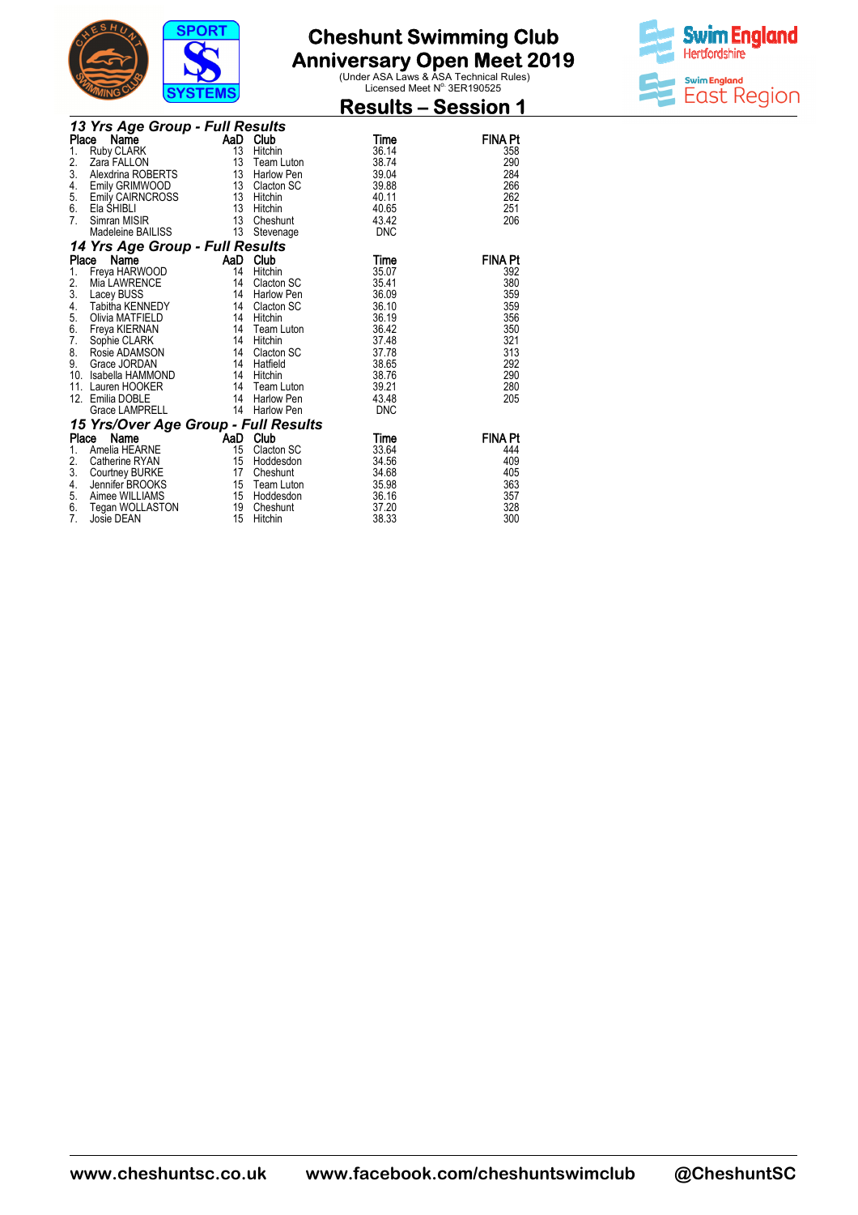# Cheshunt Swimming Club
# Anniversary Open Meet 2019

(Under ASA Laws & ASA Technical Rules)
Licensed Meet N° 3ER190525

## Results – Session 1

### 13 Yrs Age Group - Full Results

| Place | Name | AaD | Club | Time | FINA Pt |
|---|---|---|---|---|---|
| 1. | Ruby CLARK | 13 | Hitchin | 36.14 | 358 |
| 2. | Zara FALLON | 13 | Team Luton | 38.74 | 290 |
| 3. | Alexdrina ROBERTS | 13 | Harlow Pen | 39.04 | 284 |
| 4. | Emily GRIMWOOD | 13 | Clacton SC | 39.88 | 266 |
| 5. | Emily CAIRNCROSS | 13 | Hitchin | 40.11 | 262 |
| 6. | Ela SHIBLI | 13 | Hitchin | 40.65 | 251 |
| 7. | Simran MISIR | 13 | Cheshunt | 43.42 | 206 |
| | Madeleine BAILISS | 13 | Stevenage | DNC | |

### 14 Yrs Age Group - Full Results

| Place | Name | AaD | Club | Time | FINA Pt |
|---|---|---|---|---|---|
| 1. | Freya HARWOOD | 14 | Hitchin | 35.07 | 392 |
| 2. | Mia LAWRENCE | 14 | Clacton SC | 35.41 | 380 |
| 3. | Lacey BUSS | 14 | Harlow Pen | 36.09 | 359 |
| 4. | Tabitha KENNEDY | 14 | Clacton SC | 36.10 | 359 |
| 5. | Olivia MATFIELD | 14 | Hitchin | 36.19 | 356 |
| 6. | Freya KIERNAN | 14 | Team Luton | 36.42 | 350 |
| 7. | Sophie CLARK | 14 | Hitchin | 37.48 | 321 |
| 8. | Rosie ADAMSON | 14 | Clacton SC | 37.78 | 313 |
| 9. | Grace JORDAN | 14 | Hatfield | 38.65 | 292 |
| 10. | Isabella HAMMOND | 14 | Hitchin | 38.76 | 290 |
| 11. | Lauren HOOKER | 14 | Team Luton | 39.21 | 280 |
| 12. | Emilia DOBLE | 14 | Harlow Pen | 43.48 | 205 |
| | Grace LAMPRELL | 14 | Harlow Pen | DNC | |

### 15 Yrs/Over Age Group - Full Results

| Place | Name | AaD | Club | Time | FINA Pt |
|---|---|---|---|---|---|
| 1. | Amelia HEARNE | 15 | Clacton SC | 33.64 | 444 |
| 2. | Catherine RYAN | 15 | Hoddesdon | 34.56 | 409 |
| 3. | Courtney BURKE | 17 | Cheshunt | 34.68 | 405 |
| 4. | Jennifer BROOKS | 15 | Team Luton | 35.98 | 363 |
| 5. | Aimee WILLIAMS | 15 | Hoddesdon | 36.16 | 357 |
| 6. | Tegan WOLLASTON | 19 | Cheshunt | 37.20 | 328 |
| 7. | Josie DEAN | 15 | Hitchin | 38.33 | 300 |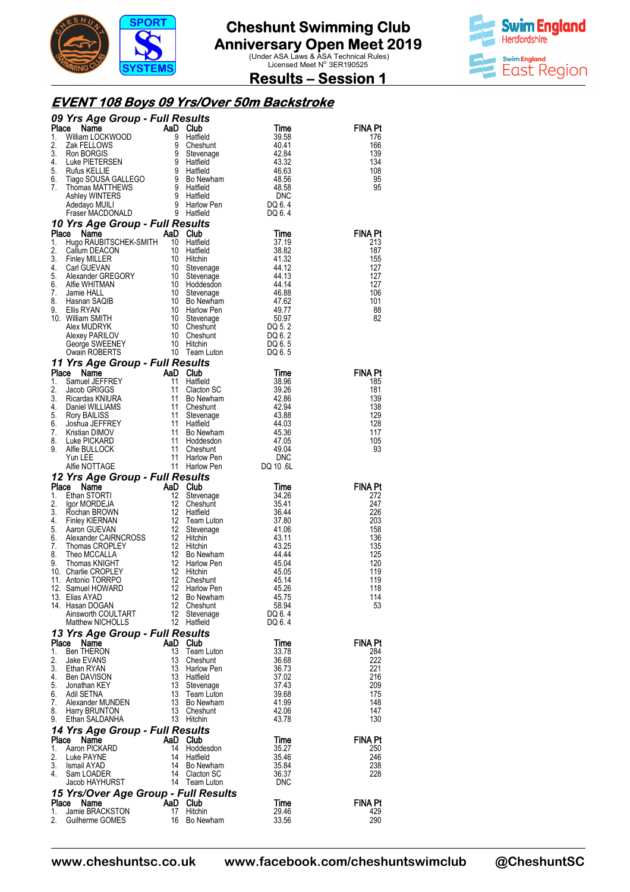# Cheshunt Swimming Club
## Anniversary Open Meet 2019
(Under ASA Laws & ASA Technical Rules)
Licensed Meet N° 3ER190525

## Results – Session 1

## EVENT 108 Boys 09 Yrs/Over 50m Backstroke

### 09 Yrs Age Group - Full Results

| Place | Name | AaD | Club | Time | FINA Pt |
|---|---|---|---|---|---|
| 1. | William LOCKWOOD | 9 | Hatfield | 39.58 | 176 |
| 2. | Zak FELLOWS | 9 | Cheshunt | 40.41 | 166 |
| 3. | Ron BORGIS | 9 | Stevenage | 42.84 | 139 |
| 4. | Luke PIETERSEN | 9 | Hatfield | 43.32 | 134 |
| 5. | Rufus KELLIE | 9 | Hatfield | 46.63 | 108 |
| 6. | Tiago SOUSA GALLEGO | 9 | Bo Newham | 48.56 | 95 |
| 7. | Thomas MATTHEWS | 9 | Hatfield | 48.58 | 95 |
| | Ashley WINTERS | 9 | Hatfield | DNC | |
| | Adedayo MUILI | 9 | Harlow Pen | DQ 6. 4 | |
| | Fraser MACDONALD | 9 | Hatfield | DQ 6. 4 | |

### 10 Yrs Age Group - Full Results

| Place | Name | AaD | Club | Time | FINA Pt |
|---|---|---|---|---|---|
| 1. | Hugo RAUBITSCHEK-SMITH | 10 | Hatfield | 37.19 | 213 |
| 2. | Callum DEACON | 10 | Hatfield | 38.82 | 187 |
| 3. | Finley MILLER | 10 | Hitchin | 41.32 | 155 |
| 4. | Carl GUEVAN | 10 | Stevenage | 44.12 | 127 |
| 5. | Alexander GREGORY | 10 | Stevenage | 44.13 | 127 |
| 6. | Alfie WHITMAN | 10 | Hoddesdon | 44.14 | 127 |
| 7. | Jamie HALL | 10 | Stevenage | 46.88 | 106 |
| 8. | Hasnan SAQIB | 10 | Bo Newham | 47.62 | 101 |
| 9. | Ellis RYAN | 10 | Harlow Pen | 49.77 | 88 |
| 10. | William SMITH | 10 | Stevenage | 50.97 | 82 |
| | Alex MUDRYK | 10 | Cheshunt | DQ 5. 2 | |
| | Alexey PARILOV | 10 | Cheshunt | DQ 6. 2 | |
| | George SWEENEY | 10 | Hitchin | DQ 6. 5 | |
| | Owain ROBERTS | 10 | Team Luton | DQ 6. 5 | |

### 11 Yrs Age Group - Full Results

| Place | Name | AaD | Club | Time | FINA Pt |
|---|---|---|---|---|---|
| 1. | Samuel JEFFREY | 11 | Hatfield | 38.96 | 185 |
| 2. | Jacob GRIGGS | 11 | Clacton SC | 39.26 | 181 |
| 3. | Ricardas KNIURA | 11 | Bo Newham | 42.86 | 139 |
| 4. | Daniel WILLIAMS | 11 | Cheshunt | 42.94 | 138 |
| 5. | Rory BAILISS | 11 | Stevenage | 43.88 | 129 |
| 6. | Joshua JEFFREY | 11 | Hatfield | 44.03 | 128 |
| 7. | Kristian DIMOV | 11 | Bo Newham | 45.36 | 117 |
| 8. | Luke PICKARD | 11 | Hoddesdon | 47.05 | 105 |
| 9. | Alfie BULLOCK | 11 | Cheshunt | 49.04 | 93 |
| | Yun LEE | 11 | Harlow Pen | DNC | |
| | Alfie NOTTAGE | 11 | Harlow Pen | DQ 10 .6L | |

### 12 Yrs Age Group - Full Results

| Place | Name | AaD | Club | Time | FINA Pt |
|---|---|---|---|---|---|
| 1. | Ethan STORTI | 12 | Stevenage | 34.26 | 272 |
| 2. | Igor MORDEJA | 12 | Cheshunt | 35.41 | 247 |
| 3. | Rochan BROWN | 12 | Hatfield | 36.44 | 226 |
| 4. | Finley KIERNAN | 12 | Team Luton | 37.80 | 203 |
| 5. | Aaron GUEVAN | 12 | Stevenage | 41.06 | 158 |
| 6. | Alexander CAIRNCROSS | 12 | Hitchin | 43.11 | 136 |
| 7. | Thomas CROPLEY | 12 | Hitchin | 43.25 | 135 |
| 8. | Theo MCCALLA | 12 | Bo Newham | 44.44 | 125 |
| 9. | Thomas KNIGHT | 12 | Harlow Pen | 45.04 | 120 |
| 10. | Charlie CROPLEY | 12 | Hitchin | 45.05 | 119 |
| 11. | Antonio TORRPO | 12 | Cheshunt | 45.14 | 119 |
| 12. | Samuel HOWARD | 12 | Harlow Pen | 45.26 | 118 |
| 13. | Elias AYAD | 12 | Bo Newham | 45.75 | 114 |
| 14. | Hasan DOGAN | 12 | Cheshunt | 58.94 | 53 |
| | Ainsworth COULTART | 12 | Stevenage | DQ 6. 4 | |
| | Matthew NICHOLLS | 12 | Hatfield | DQ 6. 4 | |

### 13 Yrs Age Group - Full Results

| Place | Name | AaD | Club | Time | FINA Pt |
|---|---|---|---|---|---|
| 1. | Ben THERON | 13 | Team Luton | 33.78 | 284 |
| 2. | Jake EVANS | 13 | Cheshunt | 36.68 | 222 |
| 3. | Ethan RYAN | 13 | Harlow Pen | 36.73 | 221 |
| 4. | Ben DAVISON | 13 | Hatfield | 37.02 | 216 |
| 5. | Jonathan KEY | 13 | Stevenage | 37.43 | 209 |
| 6. | Adil SETNA | 13 | Team Luton | 39.68 | 175 |
| 7. | Alexander MUNDEN | 13 | Bo Newham | 41.99 | 148 |
| 8. | Harry BRUNTON | 13 | Cheshunt | 42.06 | 147 |
| 9. | Ethan SALDANHA | 13 | Hitchin | 43.78 | 130 |

### 14 Yrs Age Group - Full Results

| Place | Name | AaD | Club | Time | FINA Pt |
|---|---|---|---|---|---|
| 1. | Aaron PICKARD | 14 | Hoddesdon | 35.27 | 250 |
| 2. | Luke PAYNE | 14 | Hatfield | 35.46 | 246 |
| 3. | Ismail AYAD | 14 | Bo Newham | 35.84 | 238 |
| 4. | Sam LOADER | 14 | Clacton SC | 36.37 | 228 |
| | Jacob HAYHURST | 14 | Team Luton | DNC | |

### 15 Yrs/Over Age Group - Full Results

| Place | Name | AaD | Club | Time | FINA Pt |
|---|---|---|---|---|---|
| 1. | Jamie BRACKSTON | 17 | Hitchin | 29.46 | 429 |
| 2. | Guilherme GOMES | 16 | Bo Newham | 33.56 | 290 |

www.cheshuntsc.co.uk www.facebook.com/cheshuntswimclub @CheshuntSC